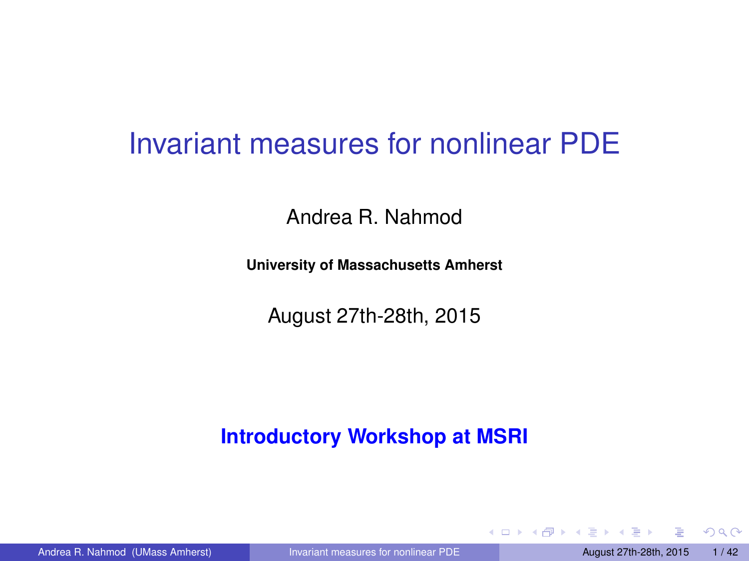# Invariant measures for nonlinear PDE

Andrea R. Nahmod

**University of Massachusetts Amherst**

August 27th-28th, 2015

**Introductory Workshop at MSRI**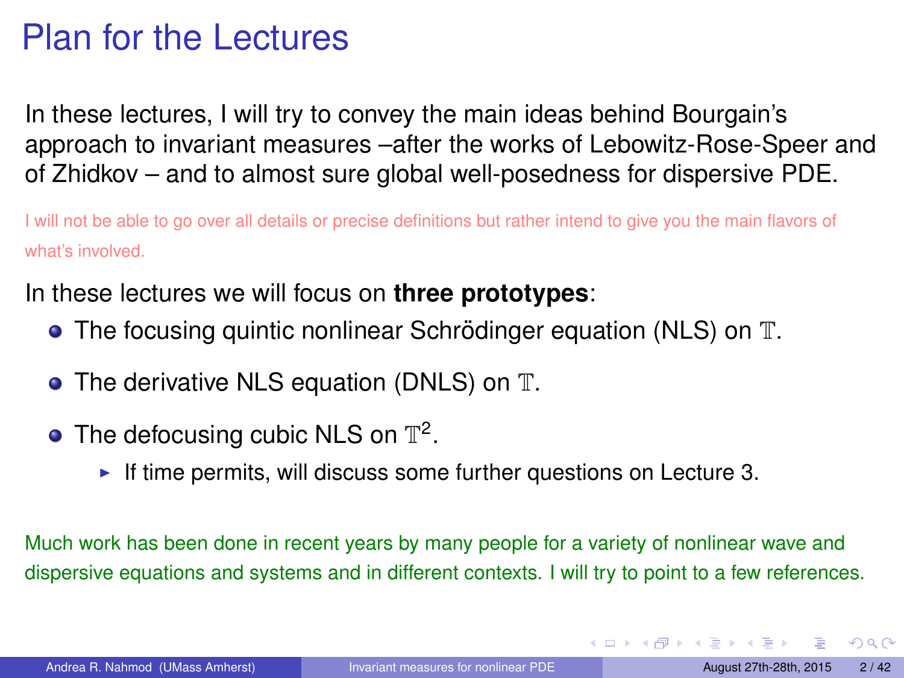# Plan for the Lectures

In these lectures, I will try to convey the main ideas behind Bourgain's approach to invariant measures –after the works of Lebowitz-Rose-Speer and of Zhidkov – and to almost sure global well-posedness for dispersive PDE.

I will not be able to go over all details or precise definitions but rather intend to give you the main flavors of what's involved.

In these lectures we will focus on **three prototypes**:

- The focusing quintic nonlinear Schrödinger equation (NLS) on $\mathbb{T}$.
- The derivative NLS equation (DNLS) on $\mathbb{T}$.
- The defocusing cubic NLS on $\mathbb{T}^2$.
  - If time permits, will discuss some further questions on Lecture 3.

Much work has been done in recent years by many people for a variety of nonlinear wave and dispersive equations and systems and in different contexts. I will try to point to a few references.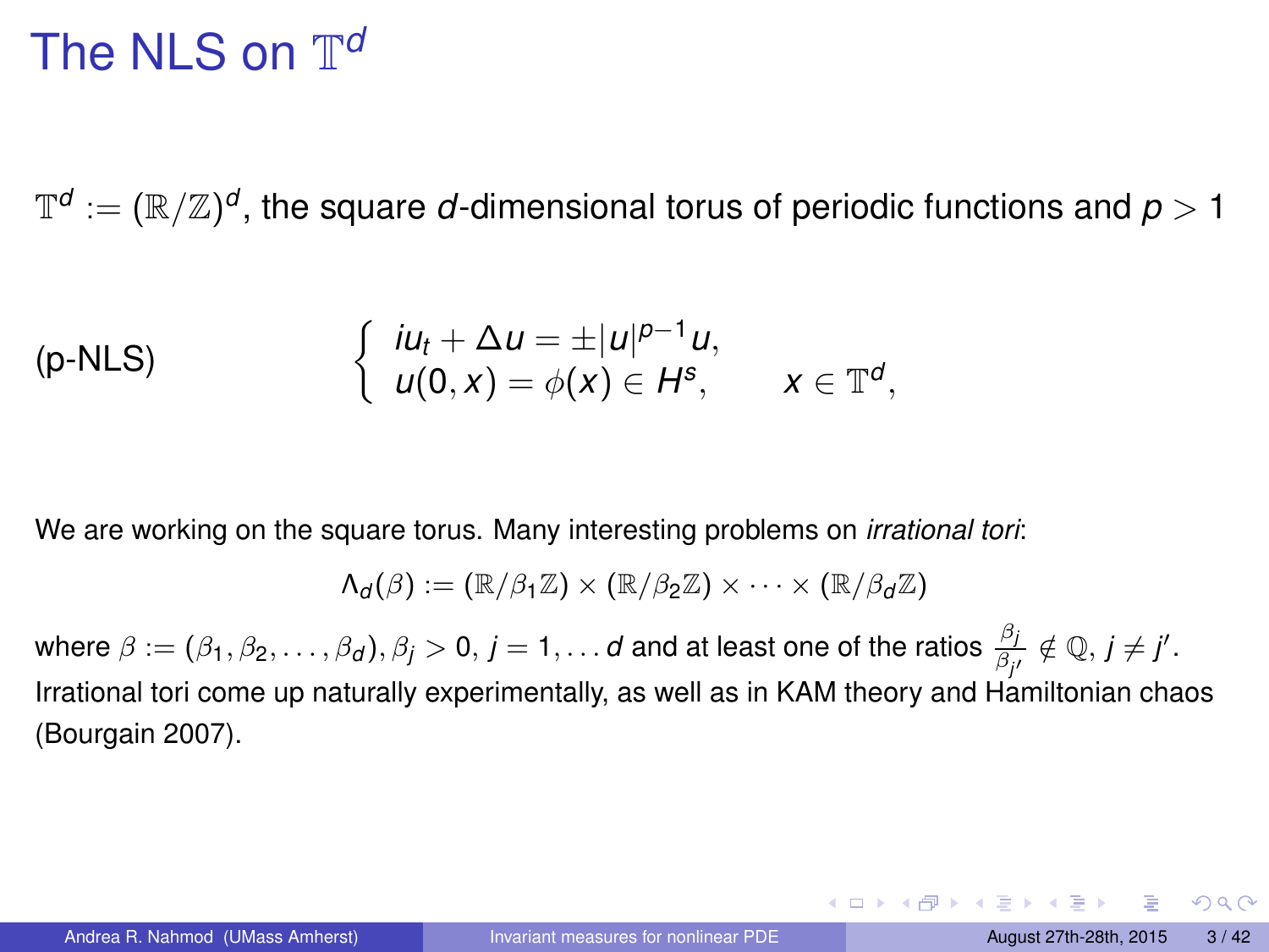# The NLS on $\mathbb{T}^d$

$\mathbb{T}^d := (\mathbb{R}/\mathbb{Z})^d$, the square *d*-dimensional torus of periodic functions and $p > 1$

(p-NLS)
$$\begin{cases} iu_t + \Delta u = \pm |u|^{p-1}u, \\ u(0,x) = \phi(x) \in H^s, \qquad x \in \mathbb{T}^d, \end{cases}$$

We are working on the square torus. Many interesting problems on *irrational tori*:

$$\Lambda_d(\beta) := (\mathbb{R}/\beta_1\mathbb{Z}) \times (\mathbb{R}/\beta_2\mathbb{Z}) \times \cdots \times (\mathbb{R}/\beta_d\mathbb{Z})$$

where $\beta := (\beta_1, \beta_2, \ldots, \beta_d), \beta_j > 0$, $j = 1, \ldots d$ and at least one of the ratios $\frac{\beta_j}{\beta_{j'}} \notin \mathbb{Q}$, $j \neq j'$. Irrational tori come up naturally experimentally, as well as in KAM theory and Hamiltonian chaos (Bourgain 2007).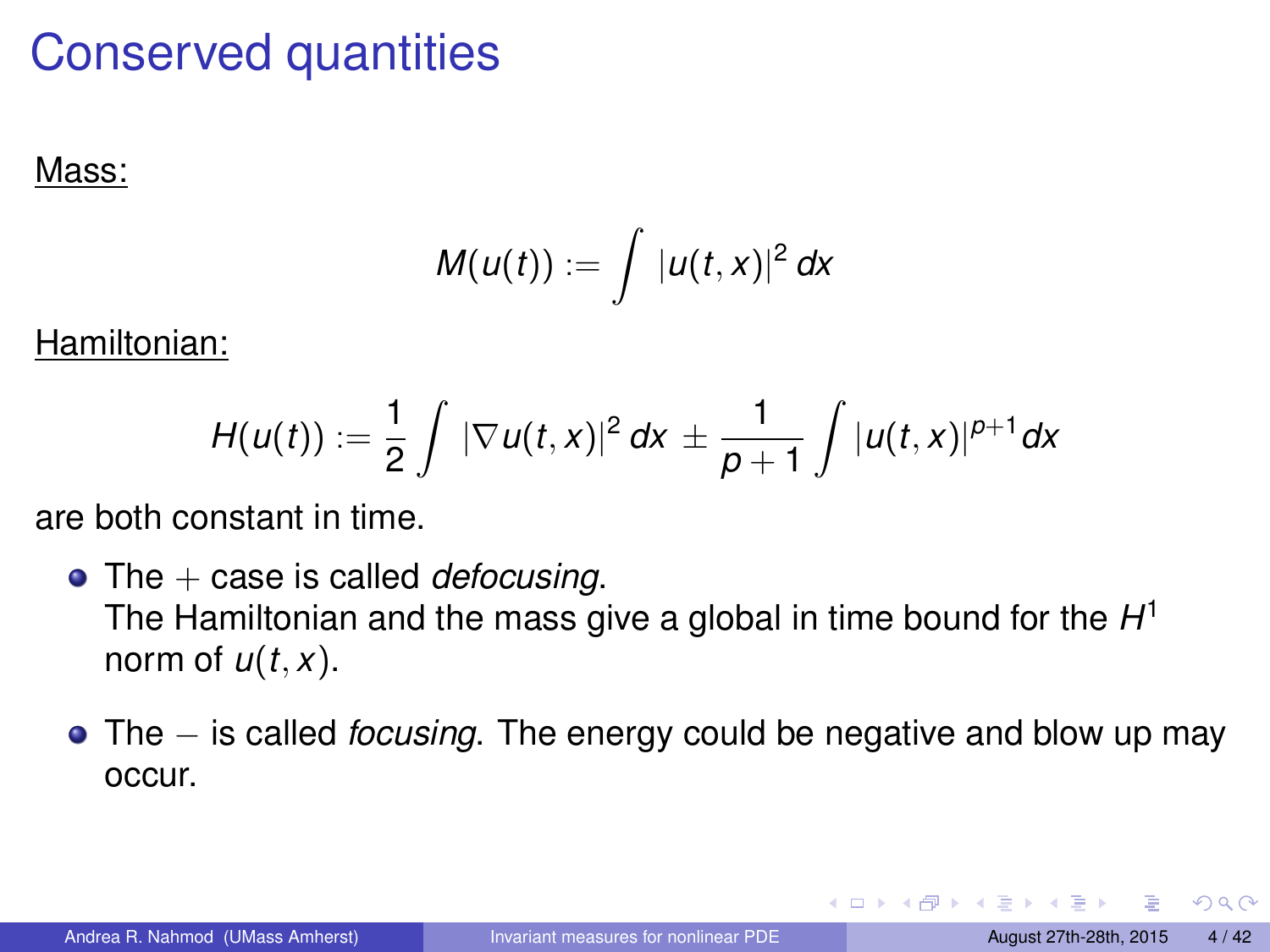# Conserved quantities

Mass:

$$M(u(t)) := \int |u(t,x)|^2 \, dx$$

Hamiltonian:

$$H(u(t)) := \frac{1}{2} \int |\nabla u(t,x)|^2 \, dx \pm \frac{1}{p+1} \int |u(t,x)|^{p+1} dx$$

are both constant in time.

- The $+$ case is called *defocusing*.
  The Hamiltonian and the mass give a global in time bound for the $H^1$ norm of $u(t,x)$.
- The $-$ is called *focusing*. The energy could be negative and blow up may occur.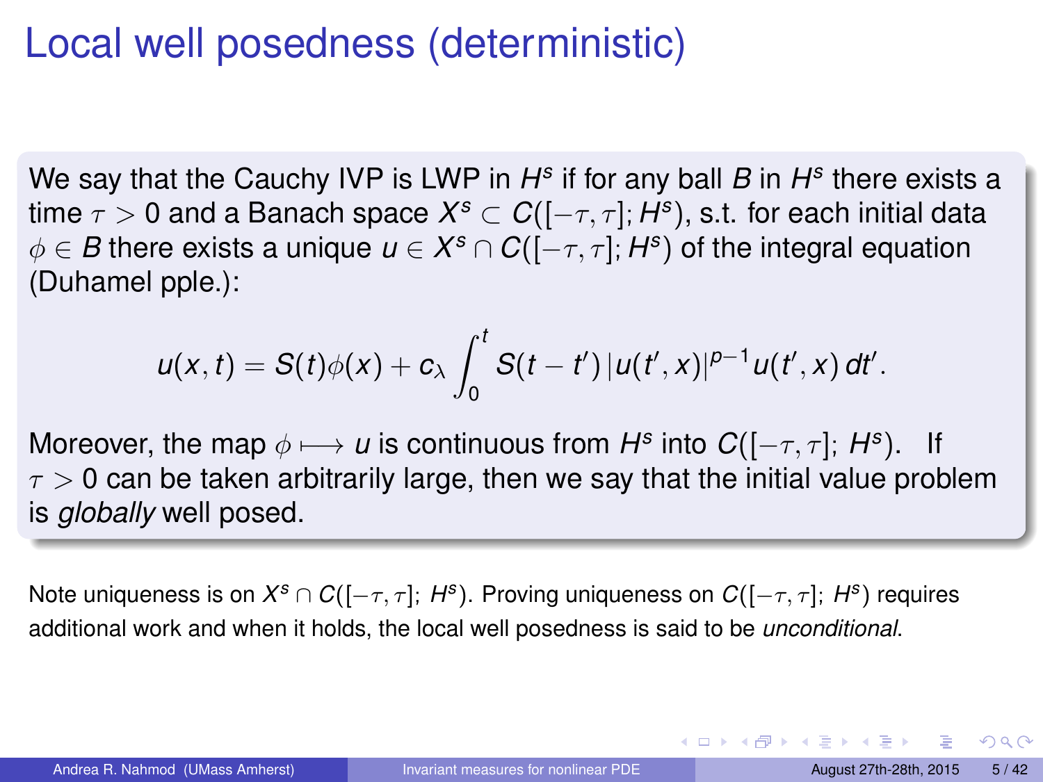# Local well posedness (deterministic)

We say that the Cauchy IVP is LWP in $H^s$ if for any ball $B$ in $H^s$ there exists a time $\tau > 0$ and a Banach space $X^s \subset C([-\tau, \tau]; H^s)$, s.t. for each initial data $\phi \in B$ there exists a unique $u \in X^s \cap C([-\tau, \tau]; H^s)$ of the integral equation (Duhamel pple.):

$$u(x,t) = S(t)\phi(x) + c_\lambda \int_0^t S(t-t')\,|u(t',x)|^{p-1}u(t',x)\,dt'.$$

Moreover, the map $\phi \longmapsto u$ is continuous from $H^s$ into $C([-\tau, \tau];\, H^s)$. If $\tau > 0$ can be taken arbitrarily large, then we say that the initial value problem is *globally* well posed.

Note uniqueness is on $X^s \cap C([-\tau, \tau];\, H^s)$. Proving uniqueness on $C([-\tau, \tau];\, H^s)$ requires additional work and when it holds, the local well posedness is said to be *unconditional*.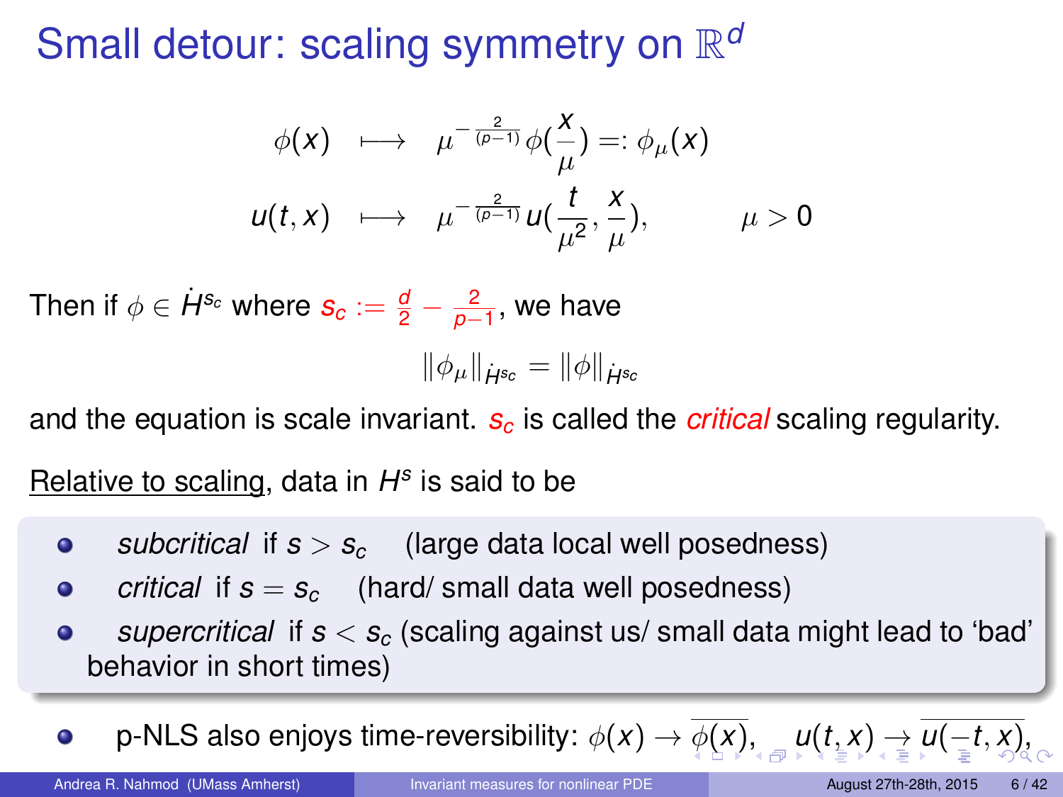# Small detour: scaling symmetry on $\mathbb{R}^d$

$$\phi(x) \longmapsto \mu^{-\frac{2}{(p-1)}}\phi(\frac{x}{\mu}) =: \phi_\mu(x)$$

$$u(t,x) \longmapsto \mu^{-\frac{2}{(p-1)}} u(\frac{t}{\mu^2}, \frac{x}{\mu}), \qquad \mu > 0$$

Then if $\phi \in \dot{H}^{s_c}$ where $s_c := \frac{d}{2} - \frac{2}{p-1}$, we have

$$\|\phi_\mu\|_{\dot{H}^{s_c}} = \|\phi\|_{\dot{H}^{s_c}}$$

and the equation is scale invariant. $s_c$ is called the *critical* scaling regularity.

Relative to scaling, data in $H^s$ is said to be

- *subcritical* if $s > s_c$ (large data local well posedness)
- *critical* if $s = s_c$ (hard/ small data well posedness)
- *supercritical* if $s < s_c$ (scaling against us/ small data might lead to 'bad' behavior in short times)

- p-NLS also enjoys time-reversibility: $\phi(x) \to \overline{\phi(x)}$, $u(t,x) \to \overline{u(-t,x)}$,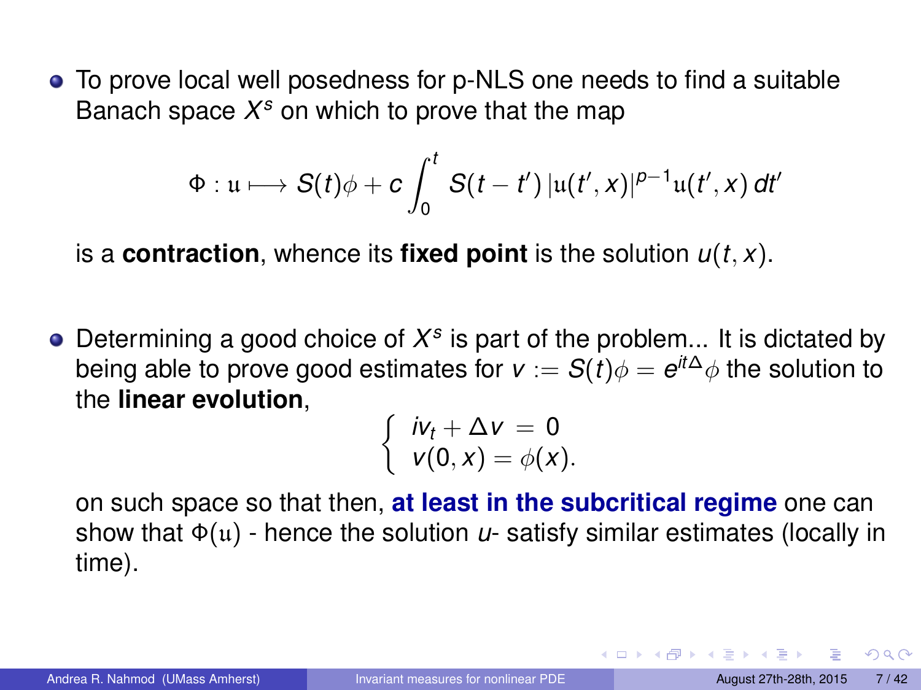- To prove local well posedness for p-NLS one needs to find a suitable Banach space $X^s$ on which to prove that the map

$$\Phi : \mathfrak{u} \longmapsto S(t)\phi + c \int_0^t S(t-t')\, |\mathfrak{u}(t',x)|^{p-1}\mathfrak{u}(t',x)\, dt'$$

  is a **contraction**, whence its **fixed point** is the solution $u(t,x)$.

- Determining a good choice of $X^s$ is part of the problem... It is dictated by being able to prove good estimates for $v := S(t)\phi = e^{it\Delta}\phi$ the solution to the **linear evolution**,

$$\begin{cases} iv_t + \Delta v = 0 \\ v(0,x) = \phi(x). \end{cases}$$

  on such space so that then, **at least in the subcritical regime** one can show that $\Phi(\mathfrak{u})$ - hence the solution $u$- satisfy similar estimates (locally in time).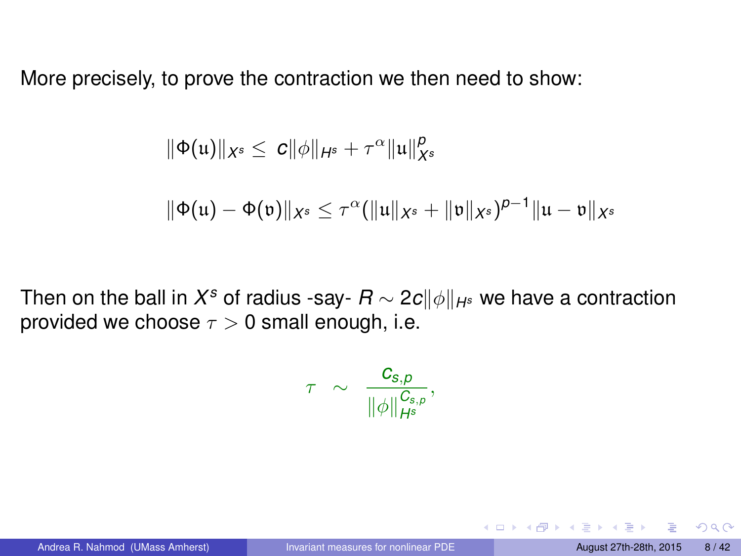More precisely, to prove the contraction we then need to show:

$$\|\Phi(\mathfrak{u})\|_{X^s} \leq \; c\|\phi\|_{H^s} + \tau^{\alpha}\|\mathfrak{u}\|^{p}_{X^s}$$

$$\|\Phi(\mathfrak{u}) - \Phi(\mathfrak{v})\|_{X^s} \leq \tau^{\alpha}(\|\mathfrak{u}\|_{X^s} + \|\mathfrak{v}\|_{X^s})^{p-1}\|\mathfrak{u} - \mathfrak{v}\|_{X^s}$$

Then on the ball in $X^s$ of radius -say- $R \sim 2c\|\phi\|_{H^s}$ we have a contraction provided we choose $\tau > 0$ small enough, i.e.

$$\tau \;\sim\; \frac{c_{s,p}}{\|\phi\|_{H^s}^{C_{s,p}}},$$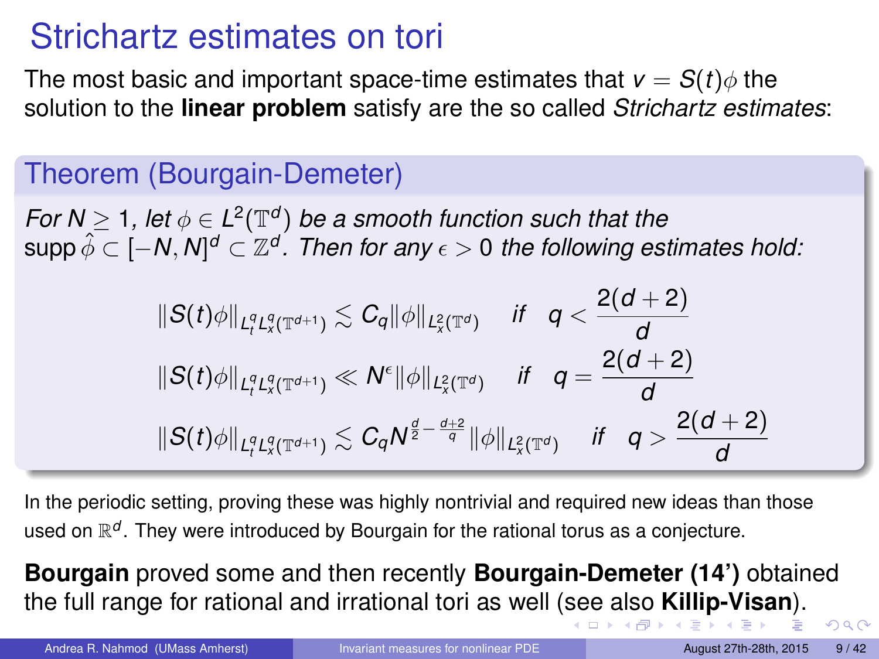# Strichartz estimates on tori

The most basic and important space-time estimates that $v = S(t)\phi$ the solution to the **linear problem** satisfy are the so called *Strichartz estimates*:

## Theorem (Bourgain-Demeter)

*For $N \geq 1$, let $\phi \in L^2(\mathbb{T}^d)$ be a smooth function such that the $\operatorname{supp} \hat{\phi} \subset [-N, N]^d \subset \mathbb{Z}^d$. Then for any $\epsilon > 0$ the following estimates hold:*

$$\|S(t)\phi\|_{L^q_t L^q_x(\mathbb{T}^{d+1})} \lesssim C_q \|\phi\|_{L^2_x(\mathbb{T}^d)} \quad \text{if} \quad q < \frac{2(d+2)}{d}$$

$$\|S(t)\phi\|_{L^q_t L^q_x(\mathbb{T}^{d+1})} \ll N^{\epsilon} \|\phi\|_{L^2_x(\mathbb{T}^d)} \quad \text{if} \quad q = \frac{2(d+2)}{d}$$

$$\|S(t)\phi\|_{L^q_t L^q_x(\mathbb{T}^{d+1})} \lesssim C_q N^{\frac{d}{2} - \frac{d+2}{q}} \|\phi\|_{L^2_x(\mathbb{T}^d)} \quad \text{if} \quad q > \frac{2(d+2)}{d}$$

In the periodic setting, proving these was highly nontrivial and required new ideas than those used on $\mathbb{R}^d$. They were introduced by Bourgain for the rational torus as a conjecture.

**Bourgain** proved some and then recently **Bourgain-Demeter (14')** obtained the full range for rational and irrational tori as well (see also **Killip-Visan**).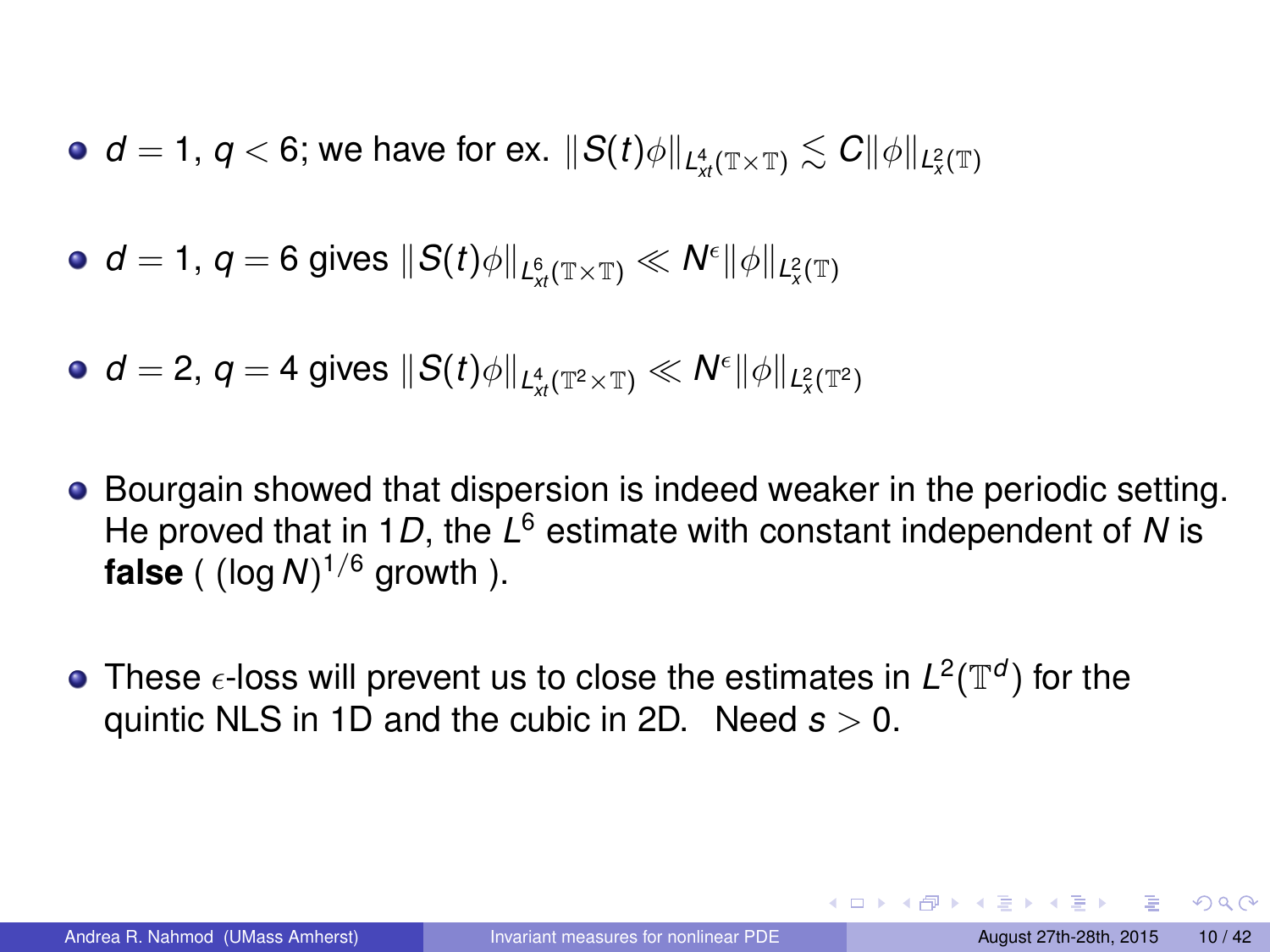- $d = 1$, $q < 6$; we have for ex. $\|S(t)\phi\|_{L^4_{xt}(\mathbb{T}\times\mathbb{T})} \lesssim C\|\phi\|_{L^2_x(\mathbb{T})}$

- $d = 1$, $q = 6$ gives $\|S(t)\phi\|_{L^6_{xt}(\mathbb{T}\times\mathbb{T})} \ll N^{\epsilon}\|\phi\|_{L^2_x(\mathbb{T})}$

- $d = 2$, $q = 4$ gives $\|S(t)\phi\|_{L^4_{xt}(\mathbb{T}^2\times\mathbb{T})} \ll N^{\epsilon}\|\phi\|_{L^2_x(\mathbb{T}^2)}$

- Bourgain showed that dispersion is indeed weaker in the periodic setting. He proved that in $1D$, the $L^6$ estimate with constant independent of $N$ is **false** ( $(\log N)^{1/6}$ growth ).

- These $\epsilon$-loss will prevent us to close the estimates in $L^2(\mathbb{T}^d)$ for the quintic NLS in 1D and the cubic in 2D. Need $s > 0$.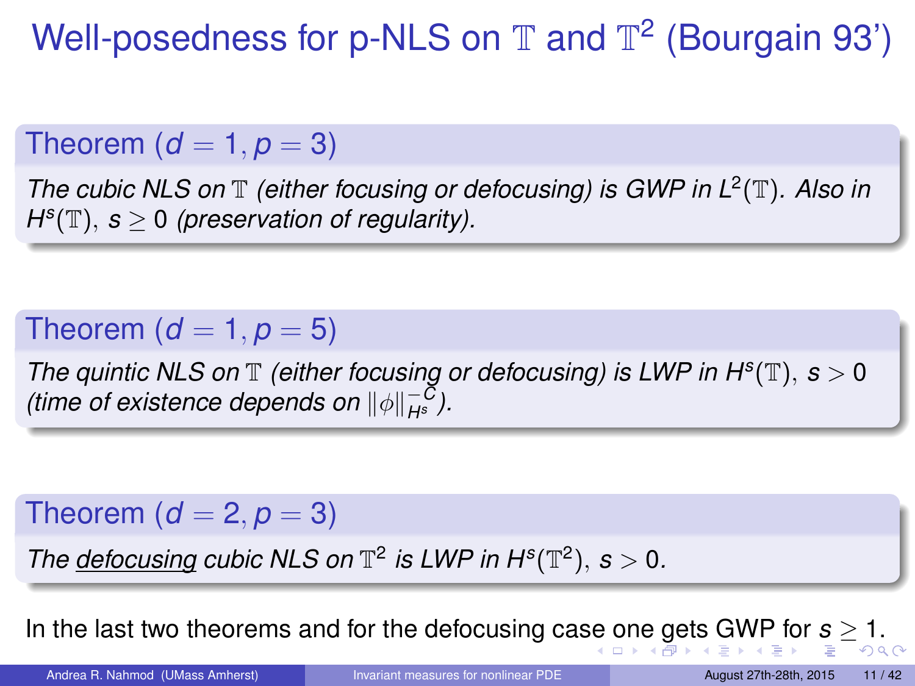# Well-posedness for p-NLS on $\mathbb{T}$ and $\mathbb{T}^2$ (Bourgain 93')

**Theorem ($d = 1, p = 3$)**

*The cubic NLS on $\mathbb{T}$ (either focusing or defocusing) is GWP in $L^2(\mathbb{T})$. Also in $H^s(\mathbb{T})$, $s \geq 0$ (preservation of regularity).*

**Theorem ($d = 1, p = 5$)**

*The quintic NLS on $\mathbb{T}$ (either focusing or defocusing) is LWP in $H^s(\mathbb{T})$, $s > 0$ (time of existence depends on $\|\phi\|_{H^s}^{-C}$).*

**Theorem ($d = 2, p = 3$)**

*The defocusing cubic NLS on $\mathbb{T}^2$ is LWP in $H^s(\mathbb{T}^2)$, $s > 0$.*

In the last two theorems and for the defocusing case one gets GWP for $s \geq 1$.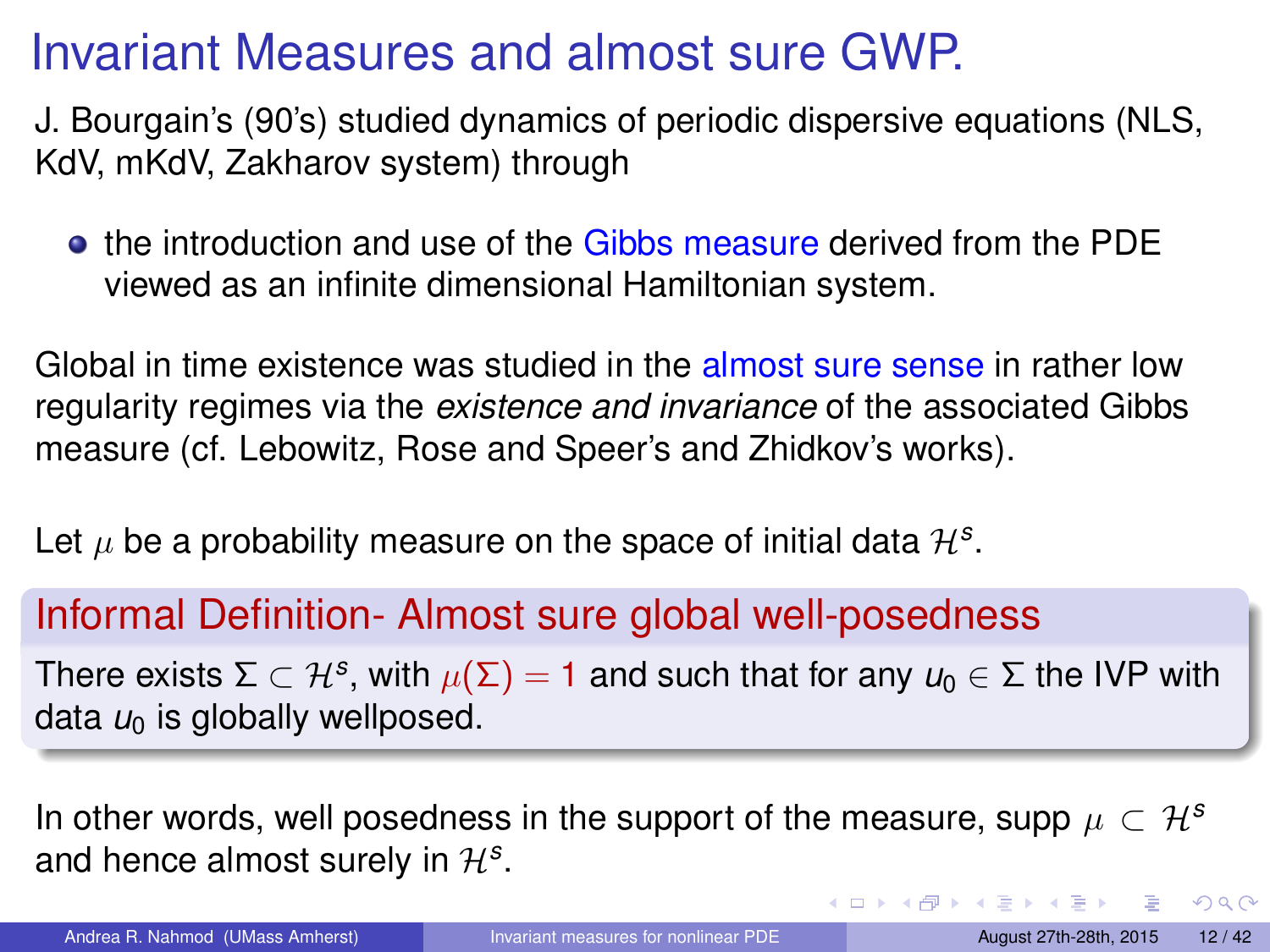# Invariant Measures and almost sure GWP.

J. Bourgain's (90's) studied dynamics of periodic dispersive equations (NLS, KdV, mKdV, Zakharov system) through

- the introduction and use of the Gibbs measure derived from the PDE viewed as an infinite dimensional Hamiltonian system.

Global in time existence was studied in the almost sure sense in rather low regularity regimes via the *existence and invariance* of the associated Gibbs measure (cf. Lebowitz, Rose and Speer's and Zhidkov's works).

Let $\mu$ be a probability measure on the space of initial data $\mathcal{H}^s$.

## Informal Definition- Almost sure global well-posedness

There exists $\Sigma \subset \mathcal{H}^s$, with $\mu(\Sigma) = 1$ and such that for any $u_0 \in \Sigma$ the IVP with data $u_0$ is globally wellposed.

In other words, well posedness in the support of the measure, supp $\mu \subset \mathcal{H}^s$ and hence almost surely in $\mathcal{H}^s$.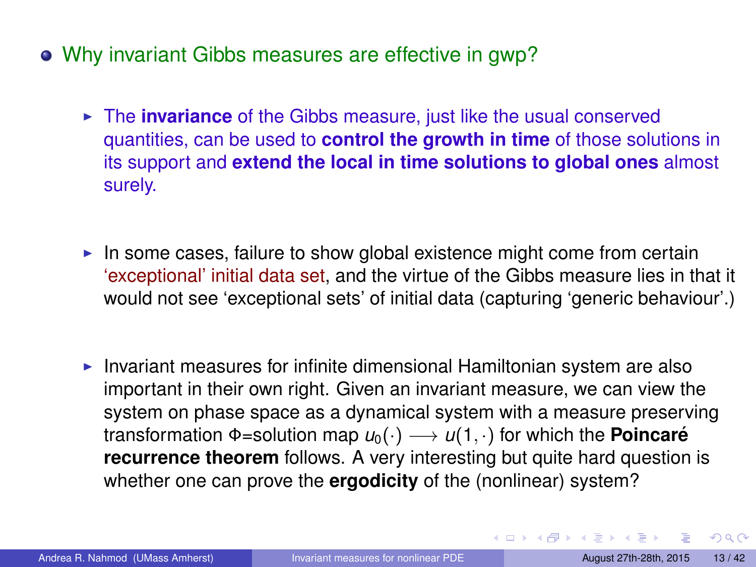- Why invariant Gibbs measures are effective in gwp?

  - The **invariance** of the Gibbs measure, just like the usual conserved quantities, can be used to **control the growth in time** of those solutions in its support and **extend the local in time solutions to global ones** almost surely.

  - In some cases, failure to show global existence might come from certain 'exceptional' initial data set, and the virtue of the Gibbs measure lies in that it would not see 'exceptional sets' of initial data (capturing 'generic behaviour'.)

  - Invariant measures for infinite dimensional Hamiltonian system are also important in their own right. Given an invariant measure, we can view the system on phase space as a dynamical system with a measure preserving transformation $\Phi$=solution map $u_0(\cdot) \longrightarrow u(1, \cdot)$ for which the **Poincaré recurrence theorem** follows. A very interesting but quite hard question is whether one can prove the **ergodicity** of the (nonlinear) system?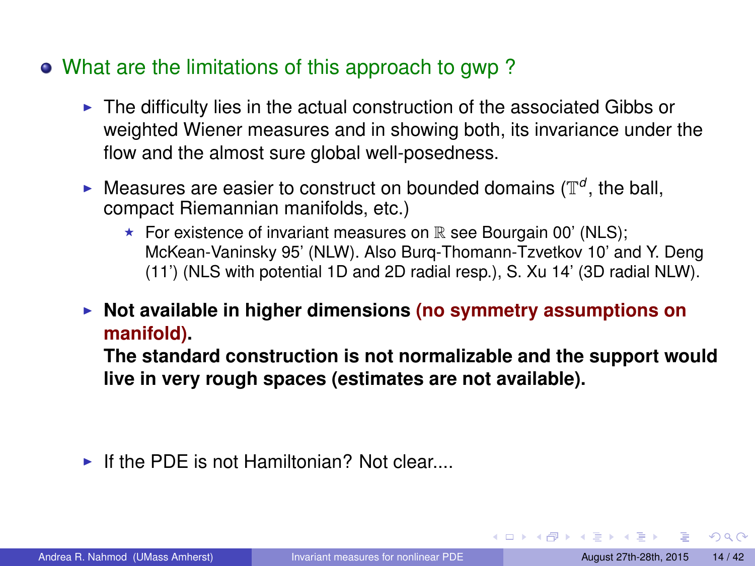- What are the limitations of this approach to gwp ?
  - The difficulty lies in the actual construction of the associated Gibbs or weighted Wiener measures and in showing both, its invariance under the flow and the almost sure global well-posedness.
  - Measures are easier to construct on bounded domains ($\mathbb{T}^d$, the ball, compact Riemannian manifolds, etc.)
    - For existence of invariant measures on $\mathbb{R}$ see Bourgain 00' (NLS); McKean-Vaninsky 95' (NLW). Also Burq-Thomann-Tzvetkov 10' and Y. Deng (11') (NLS with potential 1D and 2D radial resp.), S. Xu 14' (3D radial NLW).
  - **Not available in higher dimensions (no symmetry assumptions on manifold).**
    **The standard construction is not normalizable and the support would live in very rough spaces (estimates are not available).**
  - If the PDE is not Hamiltonian? Not clear....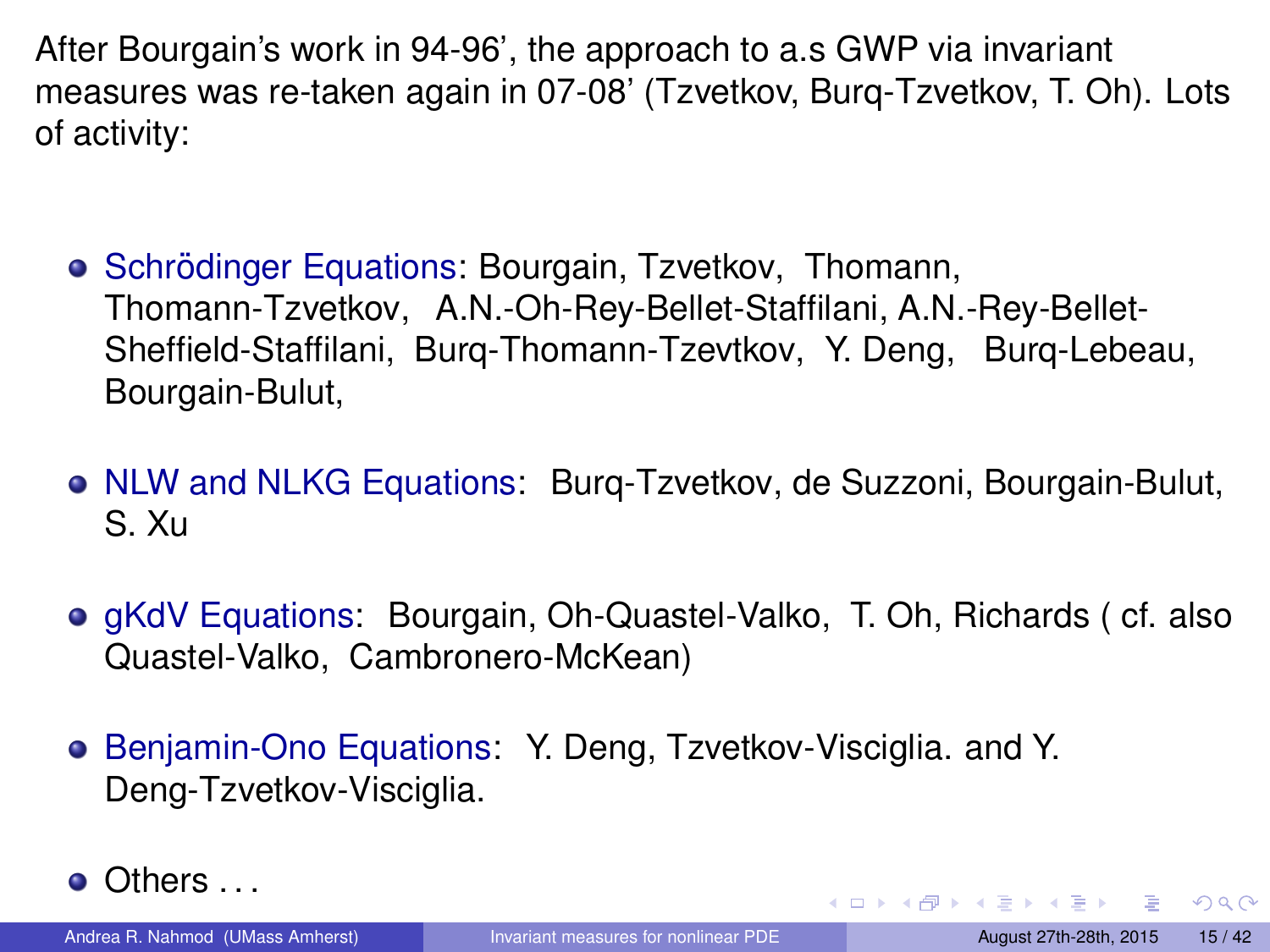After Bourgain's work in 94-96', the approach to a.s GWP via invariant measures was re-taken again in 07-08' (Tzvetkov, Burq-Tzvetkov, T. Oh). Lots of activity:

- Schrödinger Equations: Bourgain, Tzvetkov, Thomann, Thomann-Tzvetkov, A.N.-Oh-Rey-Bellet-Staffilani, A.N.-Rey-Bellet-Sheffield-Staffilani, Burq-Thomann-Tzevtkov, Y. Deng, Burq-Lebeau, Bourgain-Bulut,
- NLW and NLKG Equations: Burq-Tzvetkov, de Suzzoni, Bourgain-Bulut, S. Xu
- gKdV Equations: Bourgain, Oh-Quastel-Valko, T. Oh, Richards ( cf. also Quastel-Valko, Cambronero-McKean)
- Benjamin-Ono Equations: Y. Deng, Tzvetkov-Visciglia. and Y. Deng-Tzvetkov-Visciglia.
- Others . . .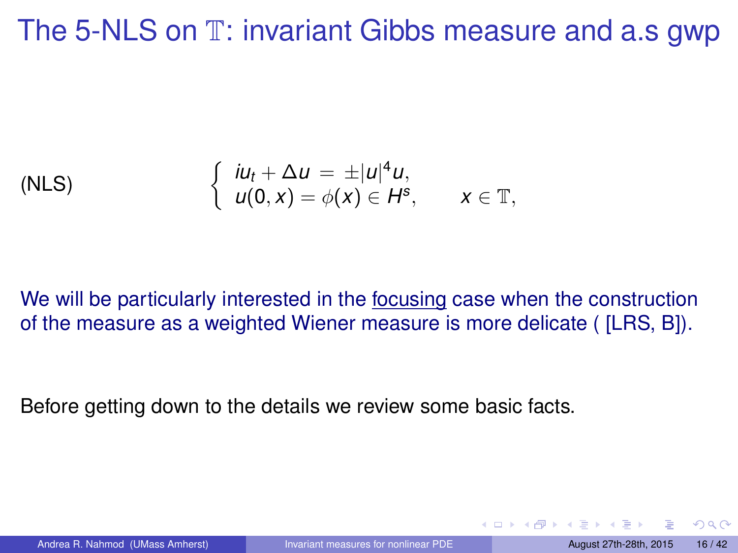# The 5-NLS on $\mathbb{T}$: invariant Gibbs measure and a.s gwp

$$\text{(NLS)} \qquad \begin{cases} iu_t + \Delta u = \pm |u|^4 u, \\ u(0,x) = \phi(x) \in H^s, \qquad x \in \mathbb{T}, \end{cases}$$

We will be particularly interested in the focusing case when the construction of the measure as a weighted Wiener measure is more delicate ( [LRS, B]).

Before getting down to the details we review some basic facts.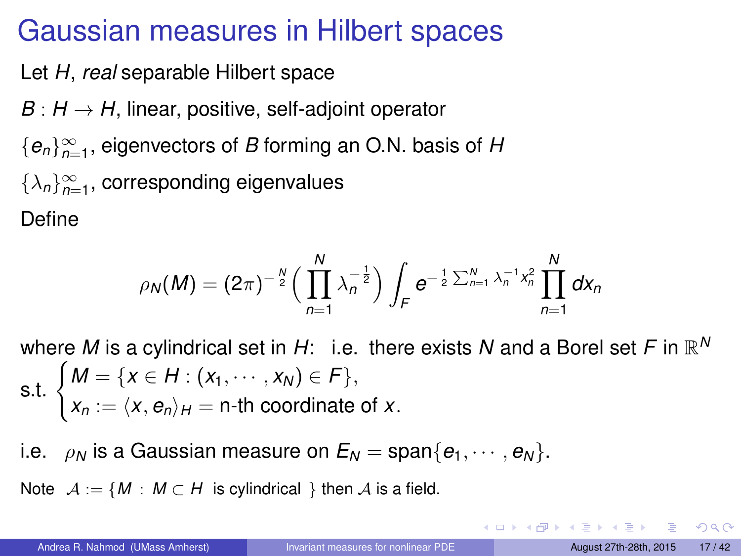# Gaussian measures in Hilbert spaces

Let $H$, *real* separable Hilbert space

$B : H \to H$, linear, positive, self-adjoint operator

$\{e_n\}_{n=1}^{\infty}$, eigenvectors of $B$ forming an O.N. basis of $H$

$\{\lambda_n\}_{n=1}^{\infty}$, corresponding eigenvalues

Define

$$\rho_N(M) = (2\pi)^{-\frac{N}{2}} \Big( \prod_{n=1}^{N} \lambda_n^{-\frac{1}{2}} \Big) \int_F e^{-\frac{1}{2}\sum_{n=1}^{N} \lambda_n^{-1} x_n^2} \prod_{n=1}^{N} dx_n$$

where $M$ is a cylindrical set in $H$: i.e. there exists $N$ and a Borel set $F$ in $\mathbb{R}^N$ s.t.

$$\begin{cases} M = \{x \in H : (x_1, \cdots, x_N) \in F\}, \\ x_n := \langle x, e_n \rangle_H = \text{n-th coordinate of } x. \end{cases}$$

i.e. $\rho_N$ is a Gaussian measure on $E_N = \text{span}\{e_1, \cdots, e_N\}$.

Note $\mathcal{A} := \{M : M \subset H \text{ is cylindrical }\}$ then $\mathcal{A}$ is a field.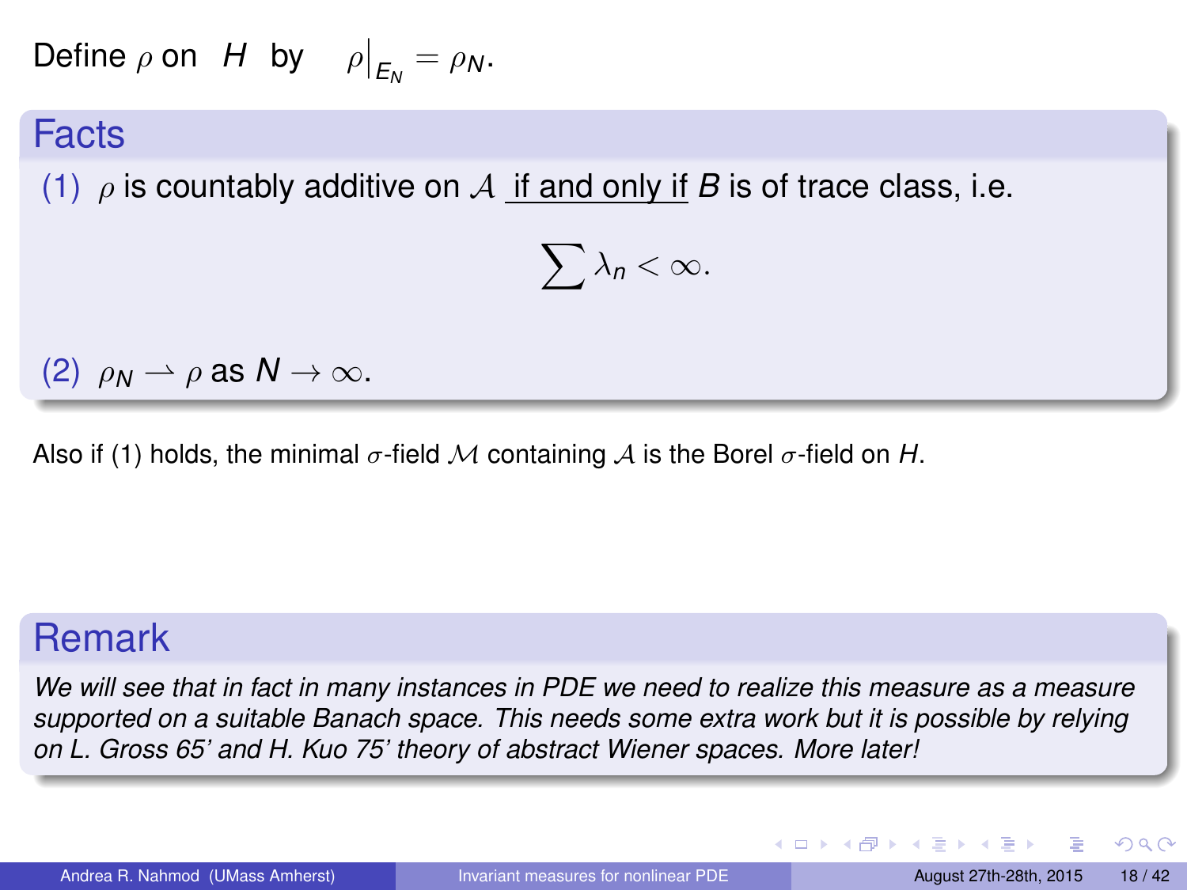Define $\rho$ on $H$ by $\rho\big|_{E_N} = \rho_N$.

## Facts

(1) $\rho$ is countably additive on $\mathcal{A}$ <u>if and only if</u> $B$ is of trace class, i.e.

$$\sum \lambda_n < \infty.$$

(2) $\rho_N \rightharpoonup \rho$ as $N \to \infty$.

Also if (1) holds, the minimal $\sigma$-field $\mathcal{M}$ containing $\mathcal{A}$ is the Borel $\sigma$-field on $H$.

## Remark

*We will see that in fact in many instances in PDE we need to realize this measure as a measure supported on a suitable Banach space. This needs some extra work but it is possible by relying on L. Gross 65' and H. Kuo 75' theory of abstract Wiener spaces. More later!*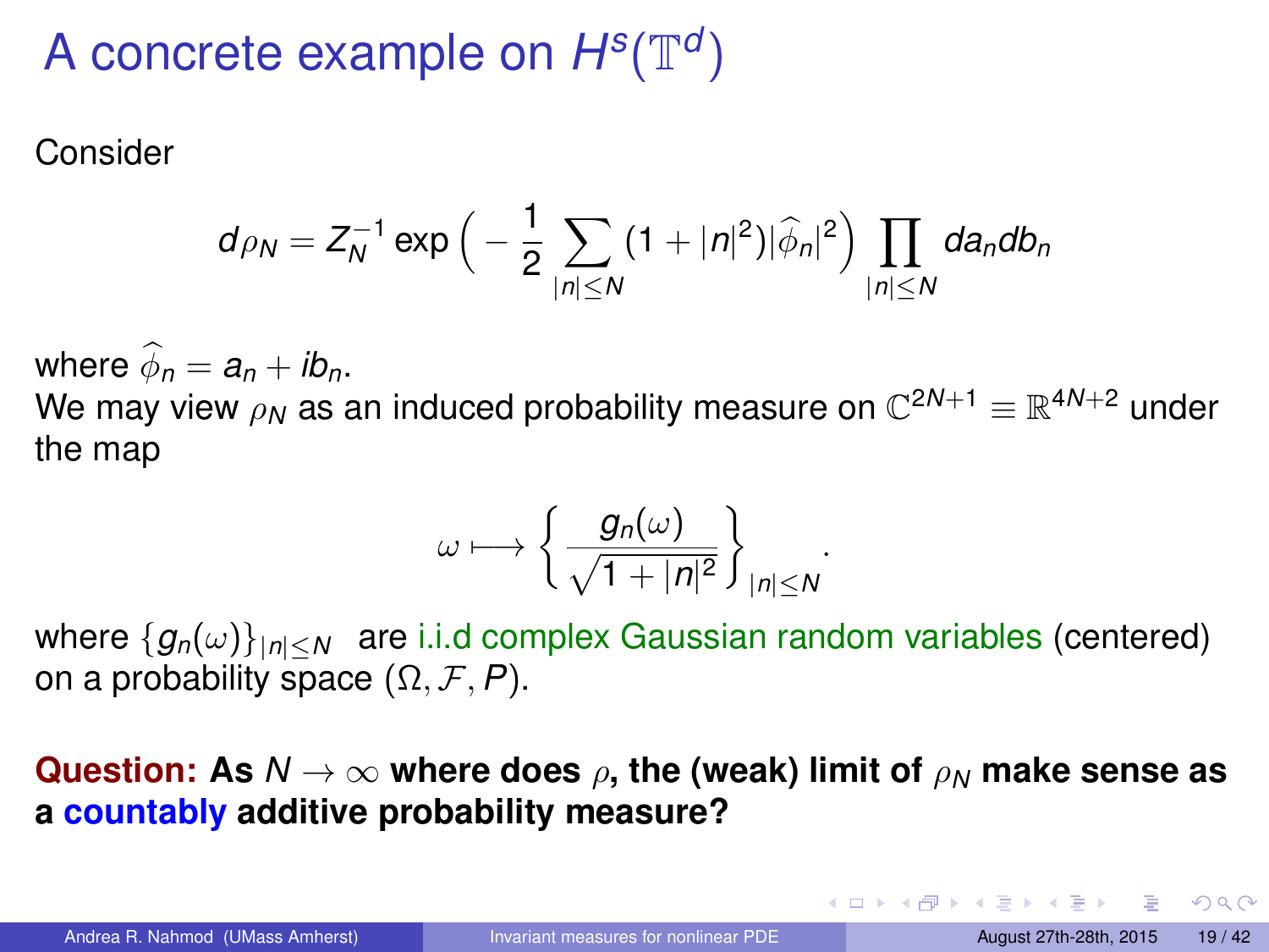# A concrete example on $H^s(\mathbb{T}^d)$

Consider

$$d\rho_N = Z_N^{-1} \exp\Big( -\frac{1}{2} \sum_{|n|\leq N} (1+|n|^2)|\widehat{\phi}_n|^2 \Big) \prod_{|n|\leq N} da_n db_n$$

where $\widehat{\phi}_n = a_n + ib_n$.
We may view $\rho_N$ as an induced probability measure on $\mathbb{C}^{2N+1} \equiv \mathbb{R}^{4N+2}$ under the map

$$\omega \longmapsto \left\{ \frac{g_n(\omega)}{\sqrt{1+|n|^2}} \right\}_{|n|\leq N}.$$

where $\{g_n(\omega)\}_{|n|\leq N}$ are i.i.d complex Gaussian random variables (centered) on a probability space $(\Omega, \mathcal{F}, P)$.

**Question: As $N \to \infty$ where does $\rho$, the (weak) limit of $\rho_N$ make sense as a countably additive probability measure?**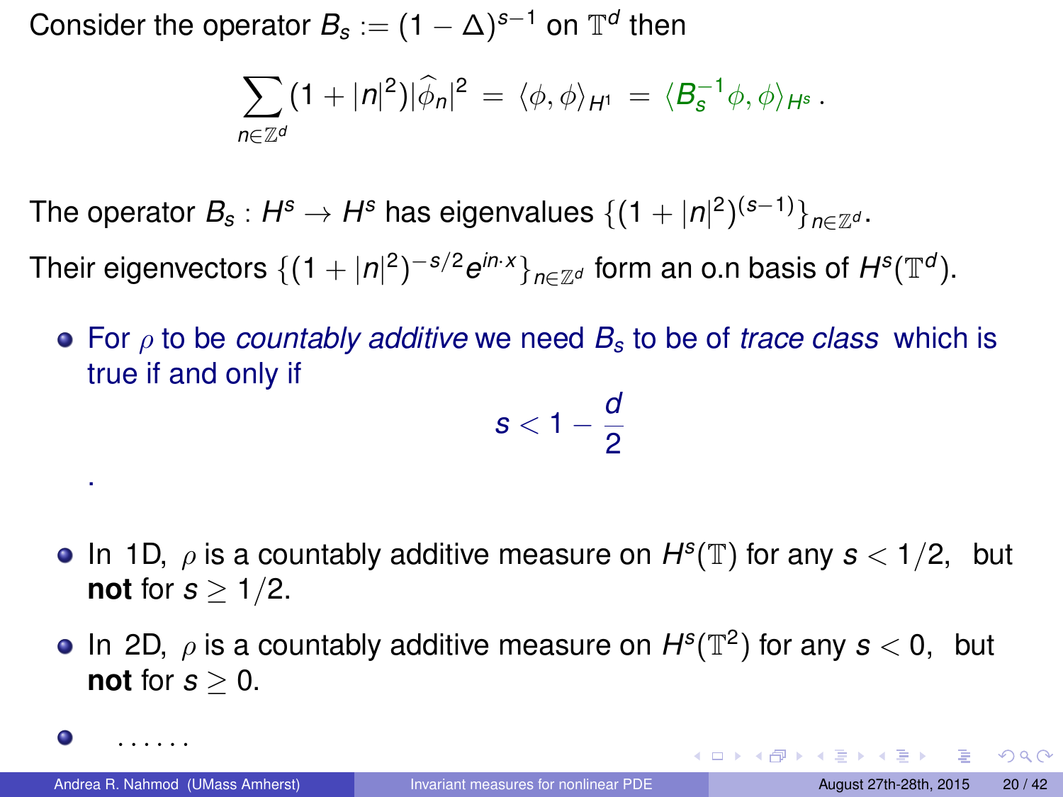Consider the operator $B_s := (1-\Delta)^{s-1}$ on $\mathbb{T}^d$ then

$$\sum_{n\in\mathbb{Z}^d}(1+|n|^2)|\widehat{\phi}_n|^2 = \langle \phi, \phi\rangle_{H^1} = \langle B_s^{-1}\phi, \phi\rangle_{H^s}.$$

The operator $B_s : H^s \to H^s$ has eigenvalues $\{(1+|n|^2)^{(s-1)}\}_{n\in\mathbb{Z}^d}$.

Their eigenvectors $\{(1+|n|^2)^{-s/2}e^{in\cdot x}\}_{n\in\mathbb{Z}^d}$ form an o.n basis of $H^s(\mathbb{T}^d)$.

- For $\rho$ to be *countably additive* we need $B_s$ to be of *trace class* which is true if and only if

$$s < 1 - \frac{d}{2}$$

.

- In 1D, $\rho$ is a countably additive measure on $H^s(\mathbb{T})$ for any $s < 1/2$, but **not** for $s \geq 1/2$.
- In 2D, $\rho$ is a countably additive measure on $H^s(\mathbb{T}^2)$ for any $s < 0$, but **not** for $s \geq 0$.
- ......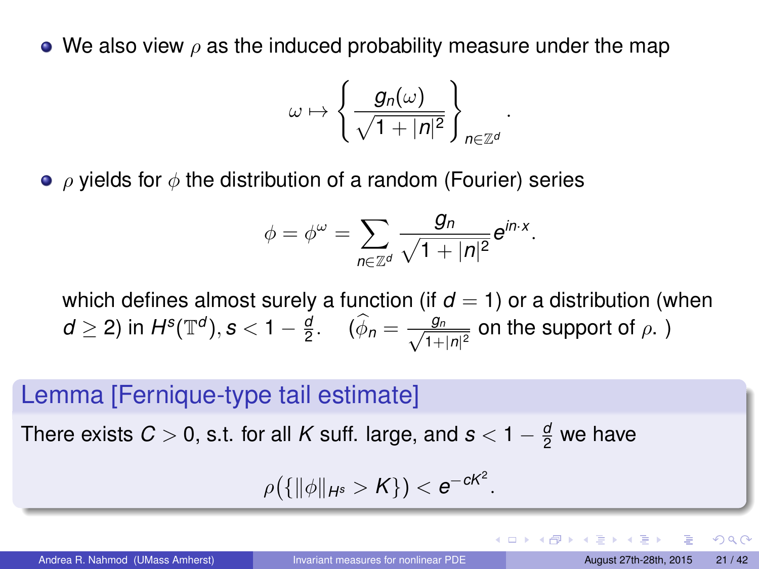- We also view $\rho$ as the induced probability measure under the map

$$\omega \mapsto \left\{ \frac{g_n(\omega)}{\sqrt{1+|n|^2}} \right\}_{n\in\mathbb{Z}^d}.$$

- $\rho$ yields for $\phi$ the distribution of a random (Fourier) series

$$\phi = \phi^\omega = \sum_{n\in\mathbb{Z}^d} \frac{g_n}{\sqrt{1+|n|^2}} e^{in\cdot x}.$$

  which defines almost surely a function (if $d=1$) or a distribution (when $d \geq 2$) in $H^s(\mathbb{T}^d), s < 1 - \frac{d}{2}$. $\quad$ ($\widehat{\phi}_n = \frac{g_n}{\sqrt{1+|n|^2}}$ on the support of $\rho$. )

### Lemma [Fernique-type tail estimate]

There exists $C > 0$, s.t. for all $K$ suff. large, and $s < 1 - \frac{d}{2}$ we have

$$\rho\big(\{\|\phi\|_{H^s} > K\}\big) < e^{-cK^2}.$$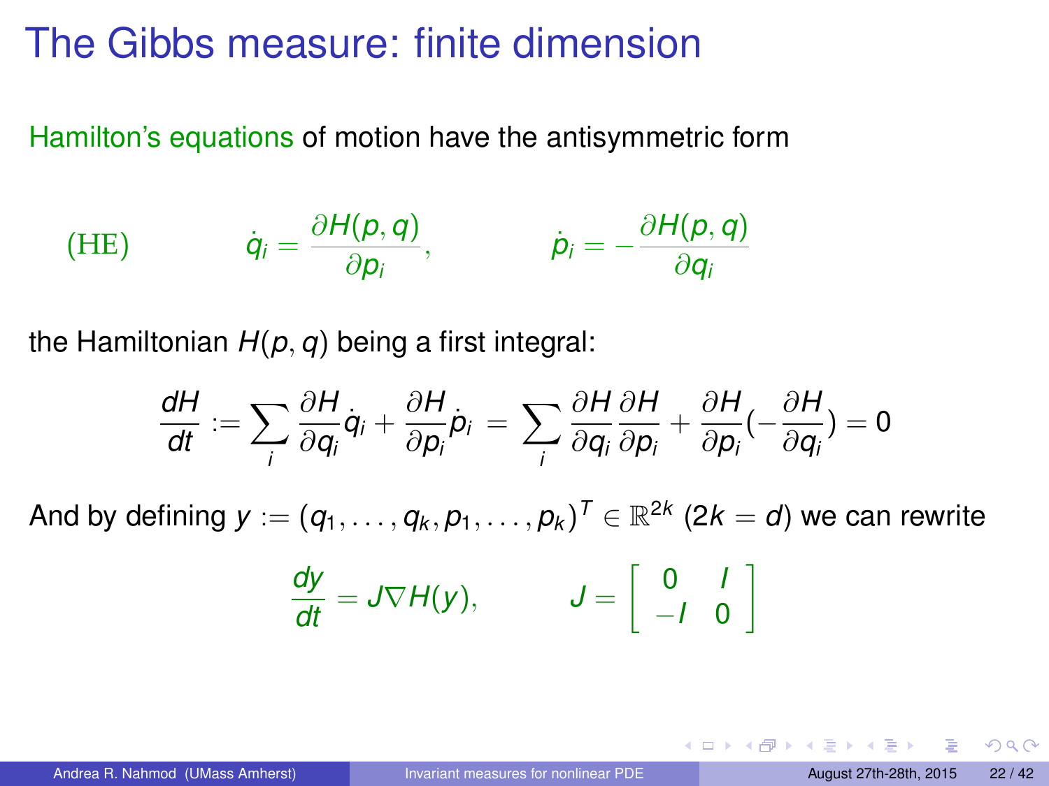# The Gibbs measure: finite dimension

Hamilton's equations of motion have the antisymmetric form

$$\text{(HE)} \qquad \dot{q}_i = \frac{\partial H(p,q)}{\partial p_i}, \qquad \dot{p}_i = -\frac{\partial H(p,q)}{\partial q_i}$$

the Hamiltonian $H(p,q)$ being a first integral:

$$\frac{dH}{dt} := \sum_i \frac{\partial H}{\partial q_i}\dot{q}_i + \frac{\partial H}{\partial p_i}\dot{p}_i = \sum_i \frac{\partial H}{\partial q_i}\frac{\partial H}{\partial p_i} + \frac{\partial H}{\partial p_i}(-\frac{\partial H}{\partial q_i}) = 0$$

And by defining $y := (q_1, \ldots, q_k, p_1, \ldots, p_k)^T \in \mathbb{R}^{2k}$ ($2k = d$) we can rewrite

$$\frac{dy}{dt} = J\nabla H(y), \qquad J = \begin{bmatrix} 0 & I \\ -I & 0 \end{bmatrix}$$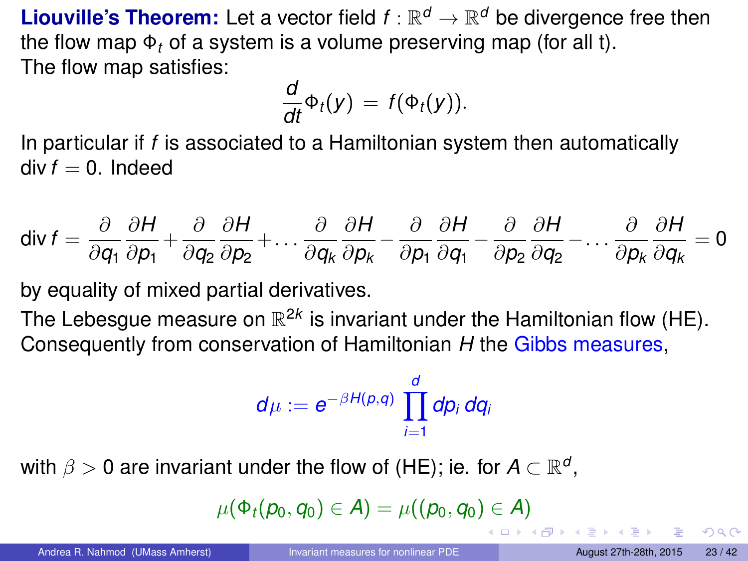**Liouville's Theorem:** Let a vector field $f : \mathbb{R}^d \to \mathbb{R}^d$ be divergence free then the flow map $\Phi_t$ of a system is a volume preserving map (for all t). The flow map satisfies:

$$\frac{d}{dt}\Phi_t(y) \;=\; f(\Phi_t(y)).$$

In particular if $f$ is associated to a Hamiltonian system then automatically $\operatorname{div} f = 0$. Indeed

$$\operatorname{div} f = \frac{\partial}{\partial q_1}\frac{\partial H}{\partial p_1} + \frac{\partial}{\partial q_2}\frac{\partial H}{\partial p_2} + \dots \frac{\partial}{\partial q_k}\frac{\partial H}{\partial p_k} - \frac{\partial}{\partial p_1}\frac{\partial H}{\partial q_1} - \frac{\partial}{\partial p_2}\frac{\partial H}{\partial q_2} - \dots \frac{\partial}{\partial p_k}\frac{\partial H}{\partial q_k} = 0$$

by equality of mixed partial derivatives.

The Lebesgue measure on $\mathbb{R}^{2k}$ is invariant under the Hamiltonian flow (HE). Consequently from conservation of Hamiltonian $H$ the Gibbs measures,

$$d\mu := e^{-\beta H(p,q)} \prod_{i=1}^{d} dp_i \, dq_i$$

with $\beta > 0$ are invariant under the flow of (HE); ie. for $A \subset \mathbb{R}^d$,

$$\mu(\Phi_t(p_0, q_0) \in A) = \mu((p_0, q_0) \in A)$$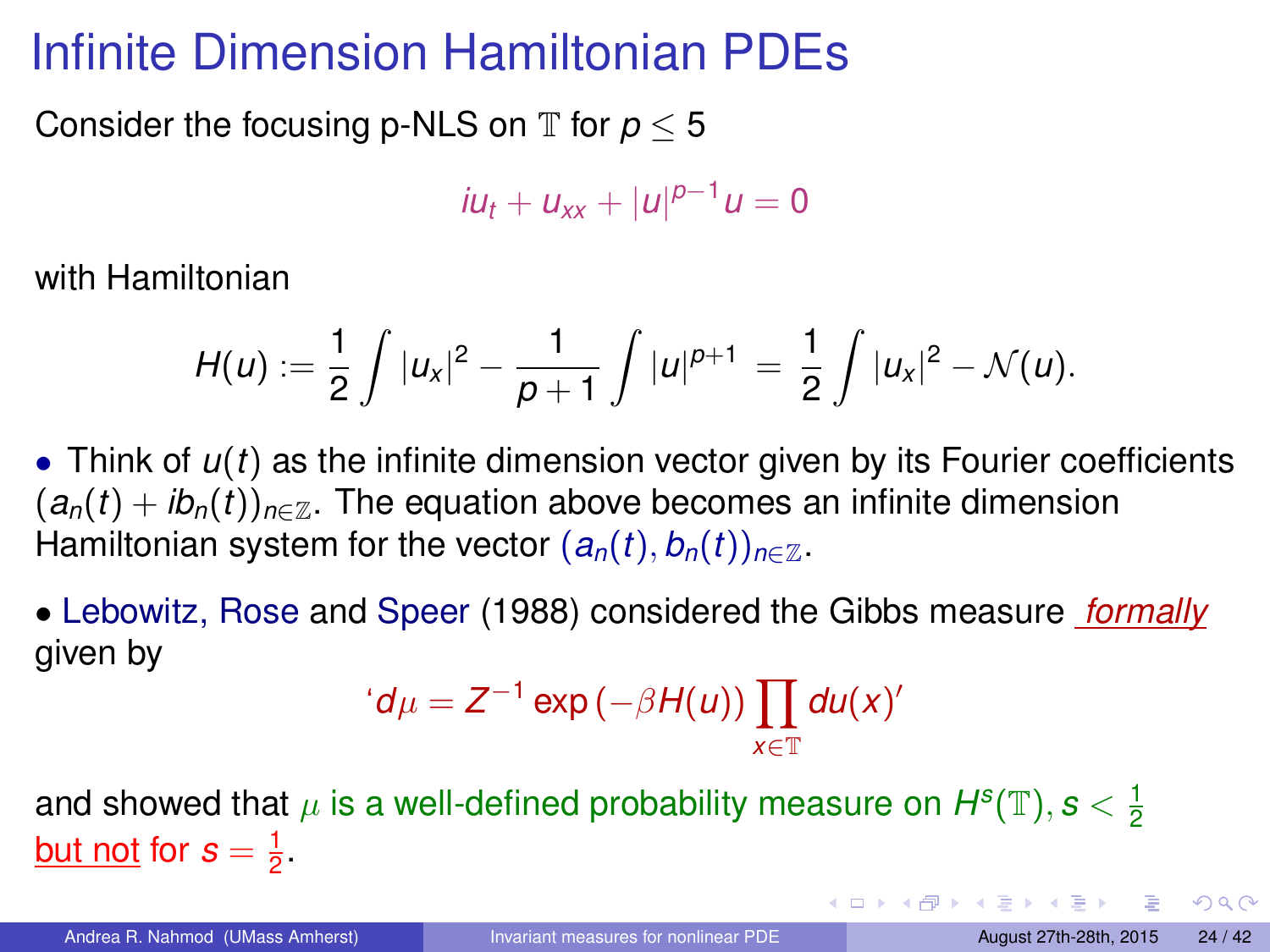# Infinite Dimension Hamiltonian PDEs

Consider the focusing p-NLS on $\mathbb{T}$ for $p \leq 5$

$$iu_t + u_{xx} + |u|^{p-1}u = 0$$

with Hamiltonian

$$H(u) := \frac{1}{2}\int |u_x|^2 - \frac{1}{p+1}\int |u|^{p+1} = \frac{1}{2}\int |u_x|^2 - \mathcal{N}(u).$$

- Think of $u(t)$ as the infinite dimension vector given by its Fourier coefficients $(a_n(t) + ib_n(t))_{n\in\mathbb{Z}}$. The equation above becomes an infinite dimension Hamiltonian system for the vector $(a_n(t), b_n(t))_{n\in\mathbb{Z}}$.

- Lebowitz, Rose and Speer (1988) considered the Gibbs measure *formally* given by

$$\text{`}d\mu = Z^{-1}\exp\left(-\beta H(u)\right)\prod_{x\in\mathbb{T}} du(x)\text{'}$$

and showed that $\mu$ is a well-defined probability measure on $H^s(\mathbb{T}), s < \frac{1}{2}$ but not for $s = \frac{1}{2}$.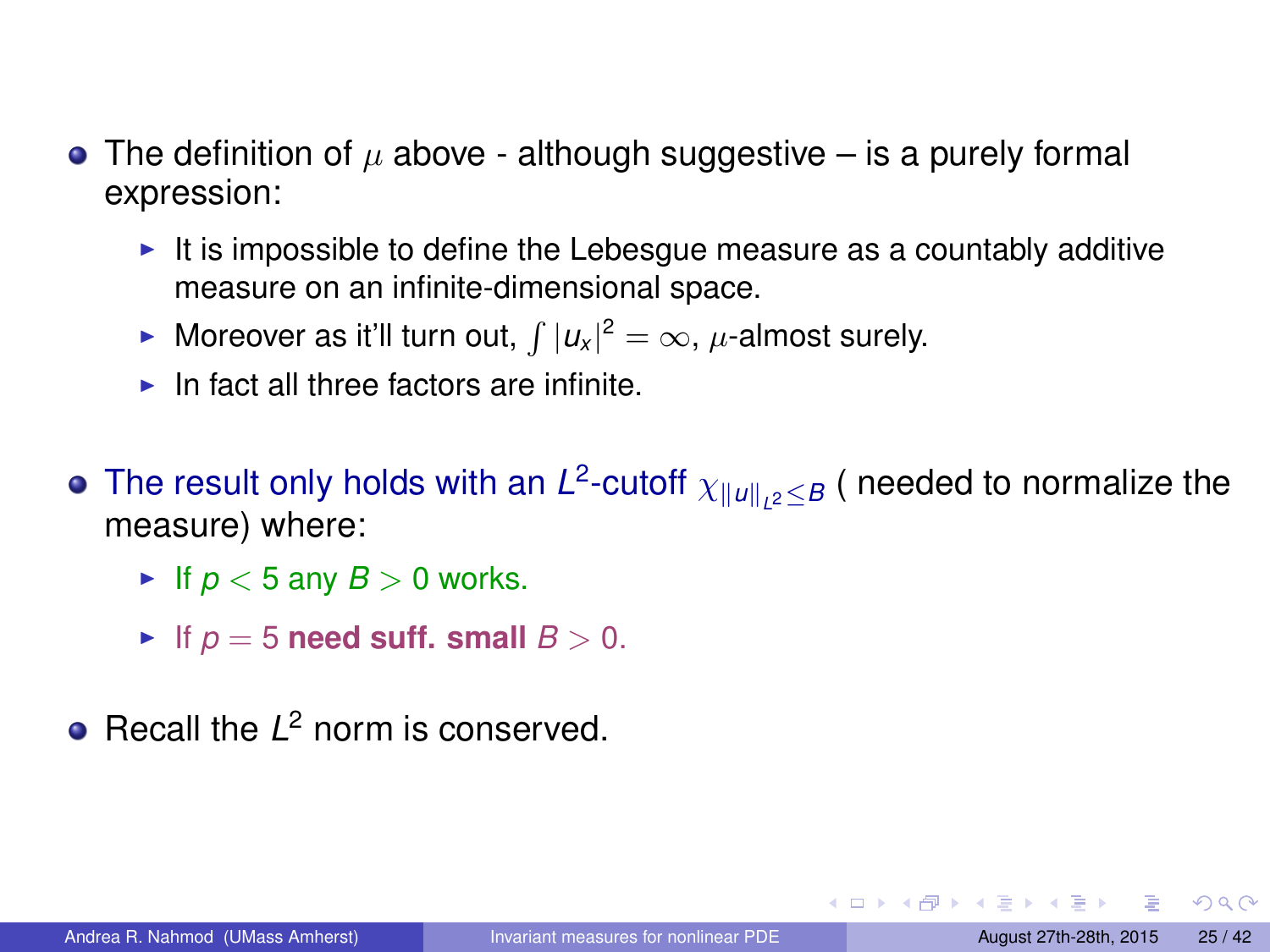- The definition of $\mu$ above - although suggestive – is a purely formal expression:
  - It is impossible to define the Lebesgue measure as a countably additive measure on an infinite-dimensional space.
  - Moreover as it'll turn out, $\int |u_x|^2 = \infty$, $\mu$-almost surely.
  - In fact all three factors are infinite.

- The result only holds with an $L^2$-cutoff $\chi_{\|u\|_{L^2} \leq B}$ ( needed to normalize the measure) where:
  - If $p < 5$ any $B > 0$ works.
  - If $p = 5$ **need suff. small** $B > 0$.

- Recall the $L^2$ norm is conserved.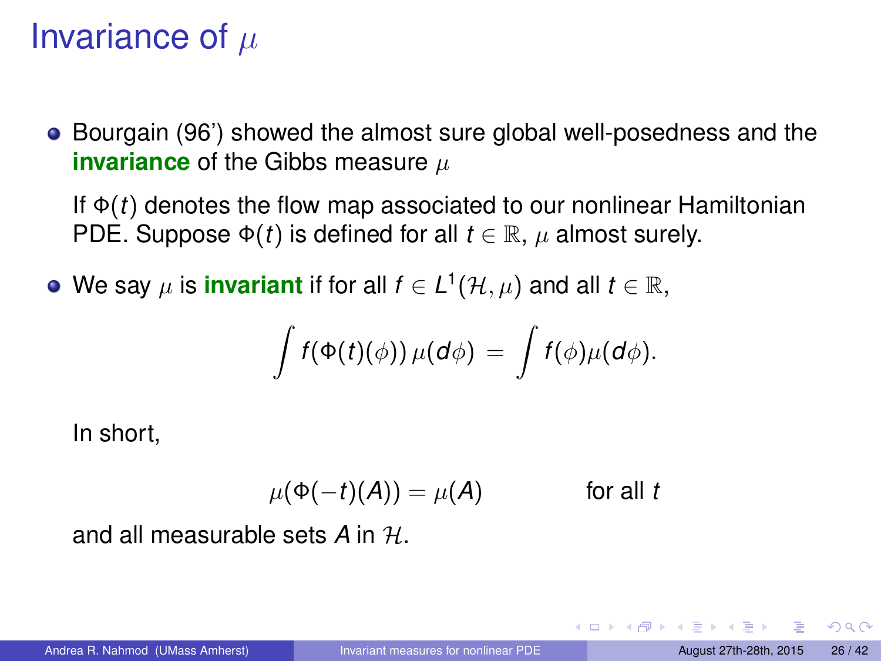# Invariance of $\mu$

- Bourgain (96') showed the almost sure global well-posedness and the **invariance** of the Gibbs measure $\mu$

  If $\Phi(t)$ denotes the flow map associated to our nonlinear Hamiltonian PDE. Suppose $\Phi(t)$ is defined for all $t \in \mathbb{R}$, $\mu$ almost surely.

- We say $\mu$ is **invariant** if for all $f \in L^1(\mathcal{H}, \mu)$ and all $t \in \mathbb{R}$,

$$\int f(\Phi(t)(\phi))\, \mu(d\phi) = \int f(\phi)\mu(d\phi).$$

  In short,

$$\mu(\Phi(-t)(A)) = \mu(A) \qquad \text{for all } t$$

  and all measurable sets $A$ in $\mathcal{H}$.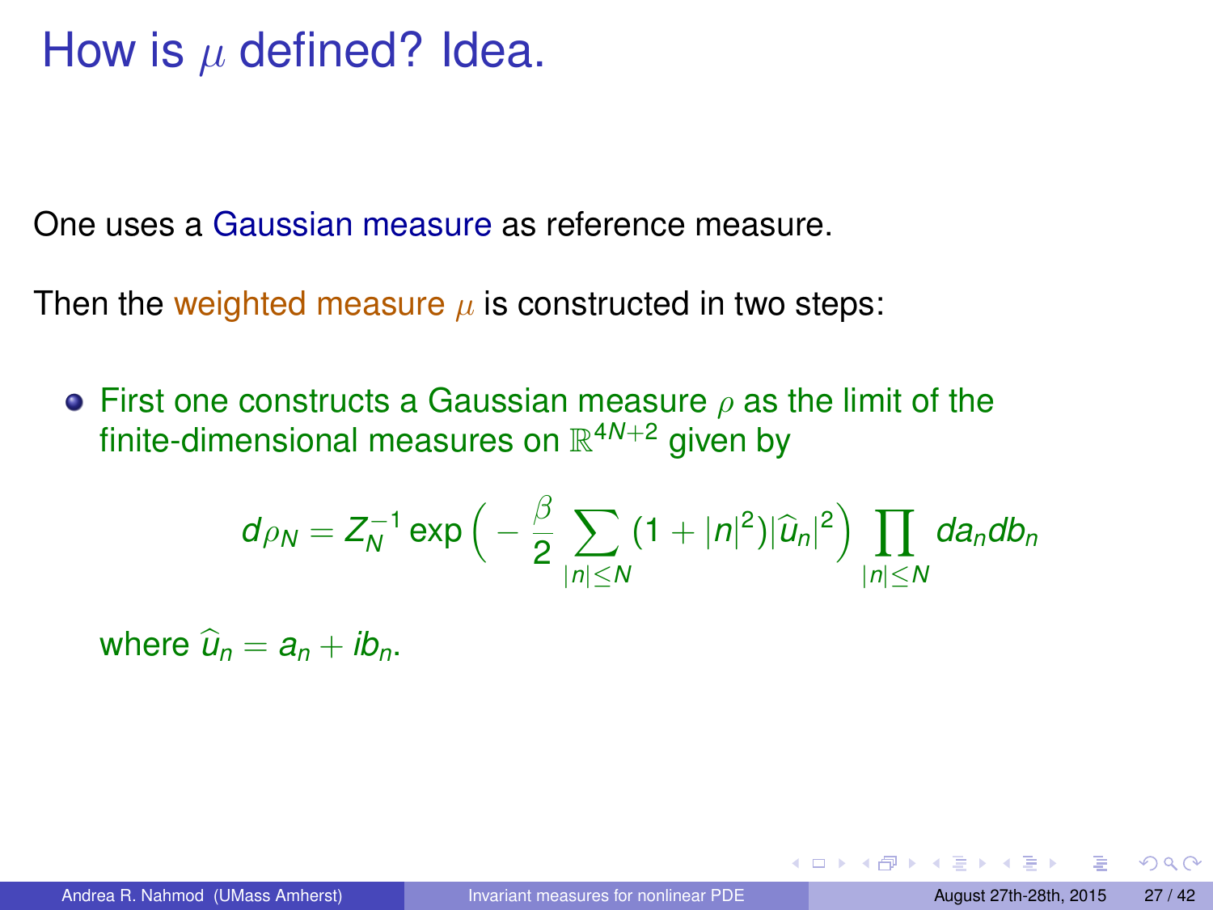# How is $\mu$ defined? Idea.

One uses a Gaussian measure as reference measure.

Then the weighted measure $\mu$ is constructed in two steps:

- First one constructs a Gaussian measure $\rho$ as the limit of the finite-dimensional measures on $\mathbb{R}^{4N+2}$ given by

$$d\rho_N = Z_N^{-1} \exp\Big( - \frac{\beta}{2} \sum_{|n| \leq N} (1 + |n|^2)|\widehat{u}_n|^2 \Big) \prod_{|n| \leq N} da_n db_n$$

  where $\widehat{u}_n = a_n + ib_n$.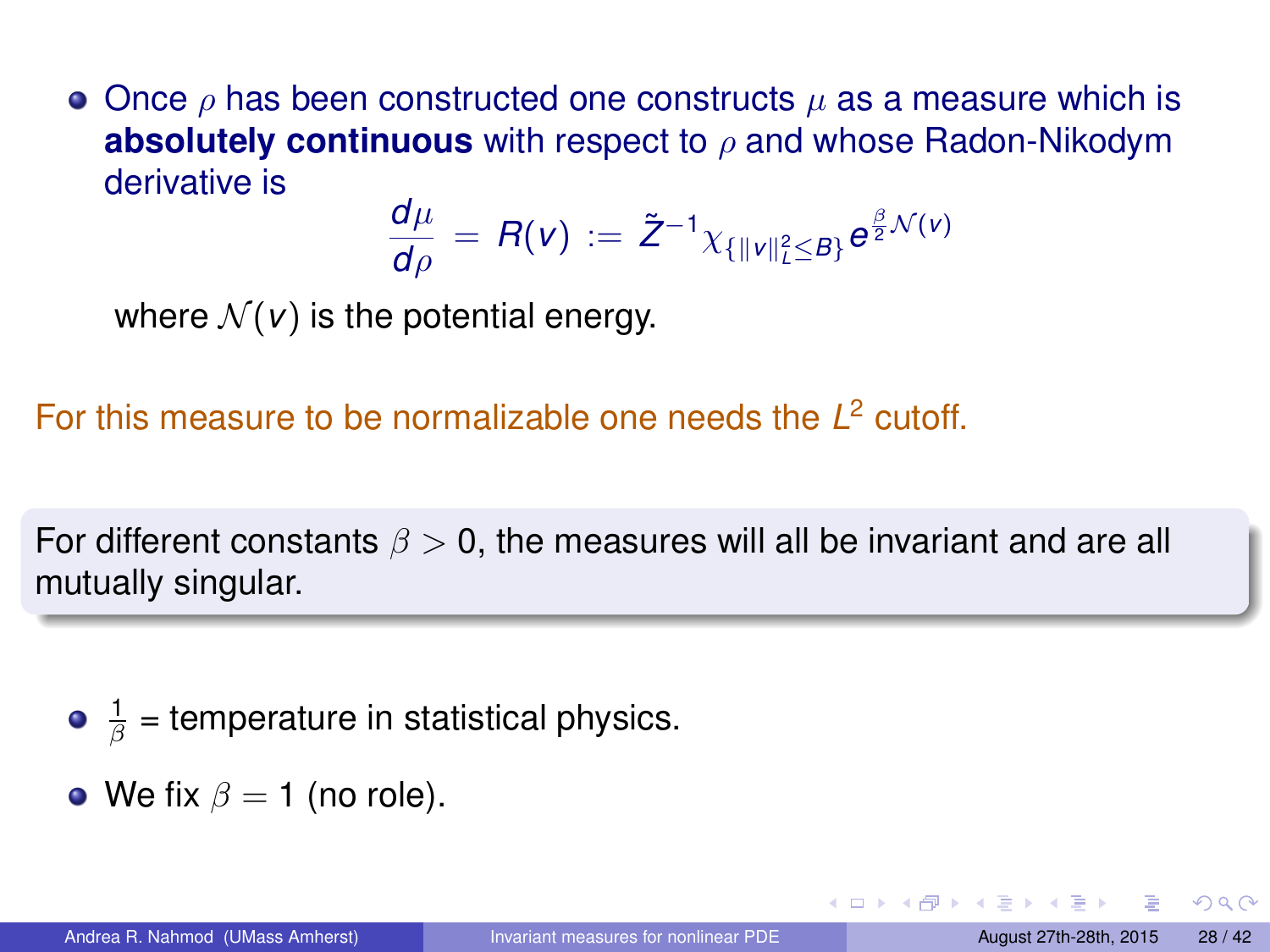- Once $\rho$ has been constructed one constructs $\mu$ as a measure which is **absolutely continuous** with respect to $\rho$ and whose Radon-Nikodym derivative is

$$\frac{d\mu}{d\rho} = R(v) := \tilde{Z}^{-1}\chi_{\{\|v\|_L^2 \leq B\}} e^{\frac{\beta}{2}\mathcal{N}(v)}$$

where $\mathcal{N}(v)$ is the potential energy.

For this measure to be normalizable one needs the $L^2$ cutoff.

For different constants $\beta > 0$, the measures will all be invariant and are all mutually singular.

- $\frac{1}{\beta}$ = temperature in statistical physics.
- We fix $\beta = 1$ (no role).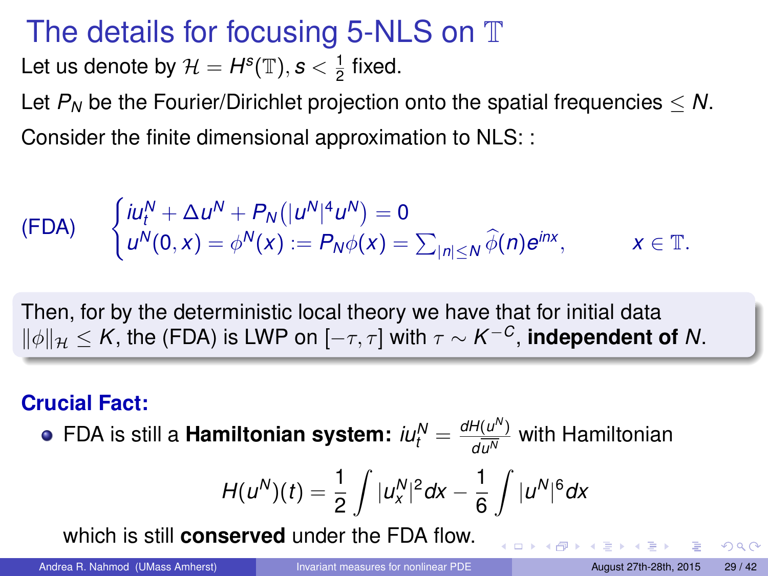# The details for focusing 5-NLS on $\mathbb{T}$

Let us denote by $\mathcal{H} = H^s(\mathbb{T}), s < \frac{1}{2}$ fixed.

Let $P_N$ be the Fourier/Dirichlet projection onto the spatial frequencies $\leq N$.

Consider the finite dimensional approximation to NLS: :

$$\text{(FDA)} \qquad \begin{cases} iu_t^N + \Delta u^N + P_N(|u^N|^4 u^N) = 0 \\ u^N(0,x) = \phi^N(x) := P_N\phi(x) = \sum_{|n|\leq N} \widehat{\phi}(n) e^{inx}, \end{cases} \qquad x \in \mathbb{T}.$$

Then, for by the deterministic local theory we have that for initial data $\|\phi\|_{\mathcal{H}} \leq K$, the (FDA) is LWP on $[-\tau, \tau]$ with $\tau \sim K^{-C}$, **independent of** $N$.

**Crucial Fact:**

- FDA is still a **Hamiltonian system:** $iu_t^N = \frac{dH(u^N)}{d\overline{u^N}}$ with Hamiltonian

$$H(u^N)(t) = \frac{1}{2}\int |u_x^N|^2 dx - \frac{1}{6}\int |u^N|^6 dx$$

which is still **conserved** under the FDA flow.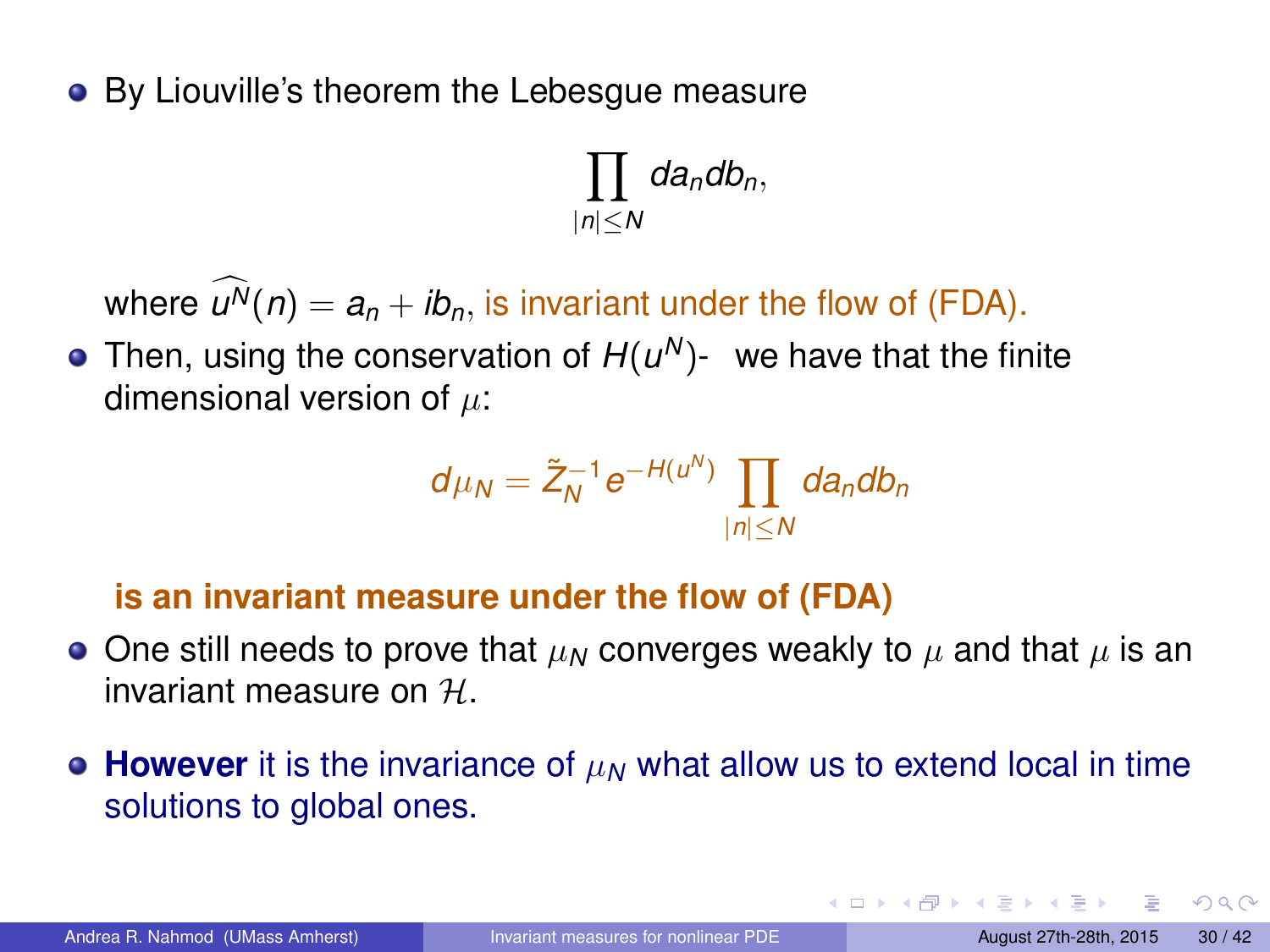- By Liouville's theorem the Lebesgue measure

$$\prod_{|n|\leq N} da_n db_n,$$

where $\widehat{u^N}(n) = a_n + ib_n$, is invariant under the flow of (FDA).

- Then, using the conservation of $H(u^N)$- we have that the finite dimensional version of $\mu$:

$$d\mu_N = \tilde{Z}_N^{-1} e^{-H(u^N)} \prod_{|n|\leq N} da_n db_n$$

**is an invariant measure under the flow of (FDA)**

- One still needs to prove that $\mu_N$ converges weakly to $\mu$ and that $\mu$ is an invariant measure on $\mathcal{H}$.
- **However** it is the invariance of $\mu_N$ what allow us to extend local in time solutions to global ones.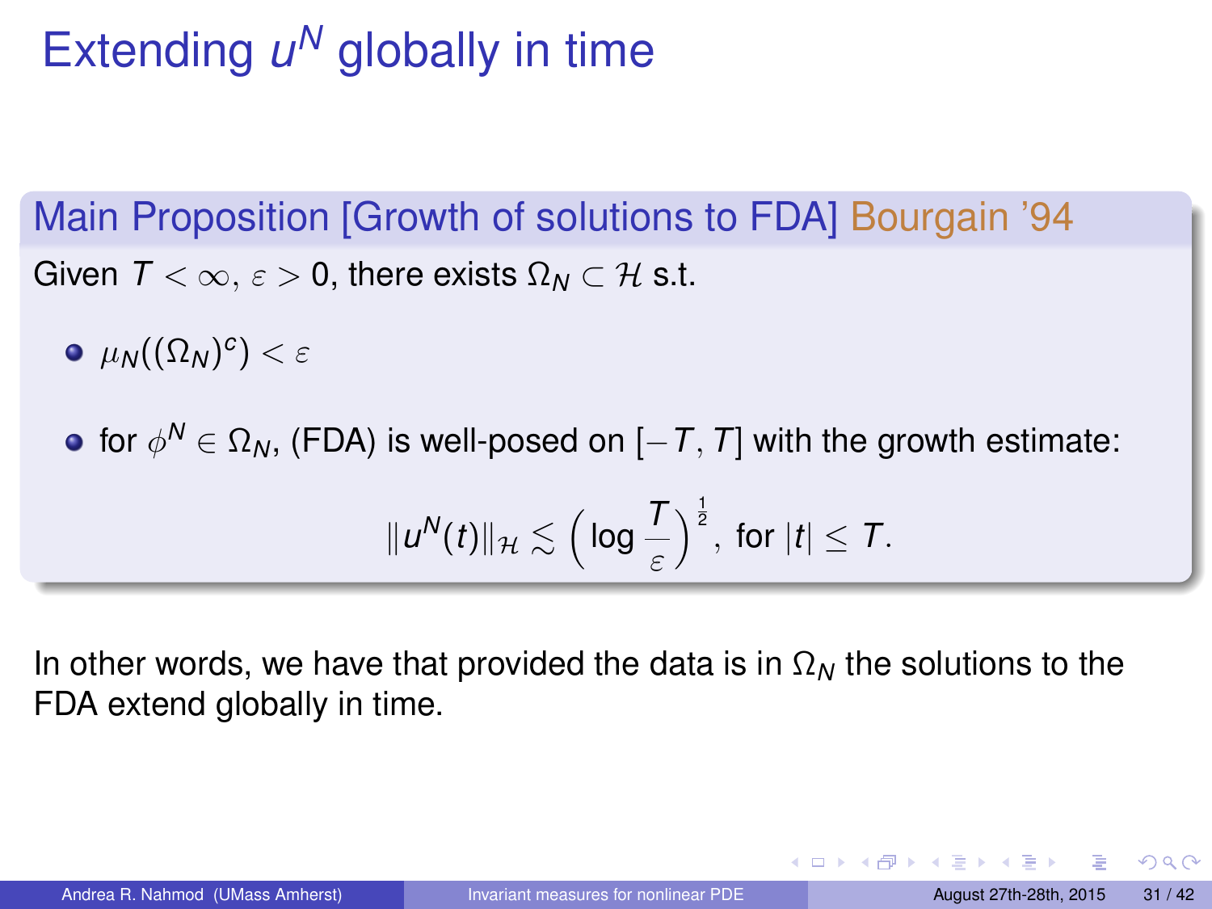# Extending $u^N$ globally in time

**Main Proposition [Growth of solutions to FDA] Bourgain '94**

Given $T < \infty$, $\varepsilon > 0$, there exists $\Omega_N \subset \mathcal{H}$ s.t.

- $\mu_N((\Omega_N)^c) < \varepsilon$
- for $\phi^N \in \Omega_N$, (FDA) is well-posed on $[-T, T]$ with the growth estimate:

$$\|u^N(t)\|_{\mathcal{H}} \lesssim \left(\log \frac{T}{\varepsilon}\right)^{\frac{1}{2}}, \text{ for } |t| \leq T.$$

In other words, we have that provided the data is in $\Omega_N$ the solutions to the FDA extend globally in time.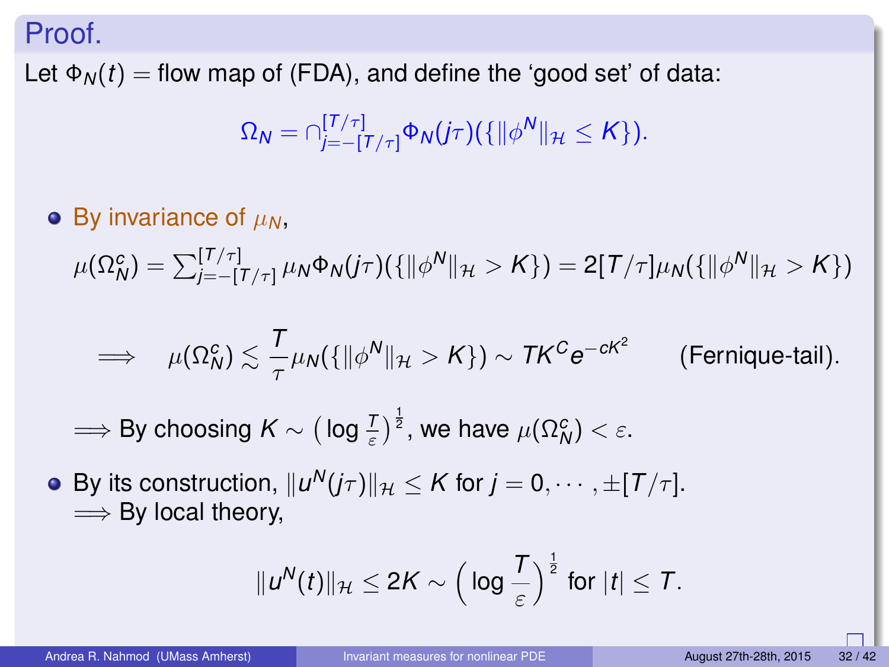## Proof.

Let $\Phi_N(t) =$ flow map of (FDA), and define the 'good set' of data:

$$\Omega_N = \cap_{j=-[T/\tau]}^{[T/\tau]} \Phi_N(j\tau)(\{\|\phi^N\|_{\mathcal{H}} \leq K\}).$$

- By invariance of $\mu_N$,

  $$\mu(\Omega_N^c) = \sum_{j=-[T/\tau]}^{[T/\tau]} \mu_N \Phi_N(j\tau)(\{\|\phi^N\|_{\mathcal{H}} > K\}) = 2[T/\tau]\mu_N(\{\|\phi^N\|_{\mathcal{H}} > K\})$$

  $$\implies \quad \mu(\Omega_N^c) \lesssim \frac{T}{\tau}\mu_N(\{\|\phi^N\|_{\mathcal{H}} > K\}) \sim TK^C e^{-cK^2} \qquad \text{(Fernique-tail).}$$

  $\implies$ By choosing $K \sim \big(\log \frac{T}{\varepsilon}\big)^{\frac{1}{2}}$, we have $\mu(\Omega_N^c) < \varepsilon$.

- By its construction, $\|u^N(j\tau)\|_{\mathcal{H}} \leq K$ for $j = 0, \cdots, \pm[T/\tau]$.
  $\implies$ By local theory,

  $$\|u^N(t)\|_{\mathcal{H}} \leq 2K \sim \Big(\log \frac{T}{\varepsilon}\Big)^{\frac{1}{2}} \text{ for } |t| \leq T.$$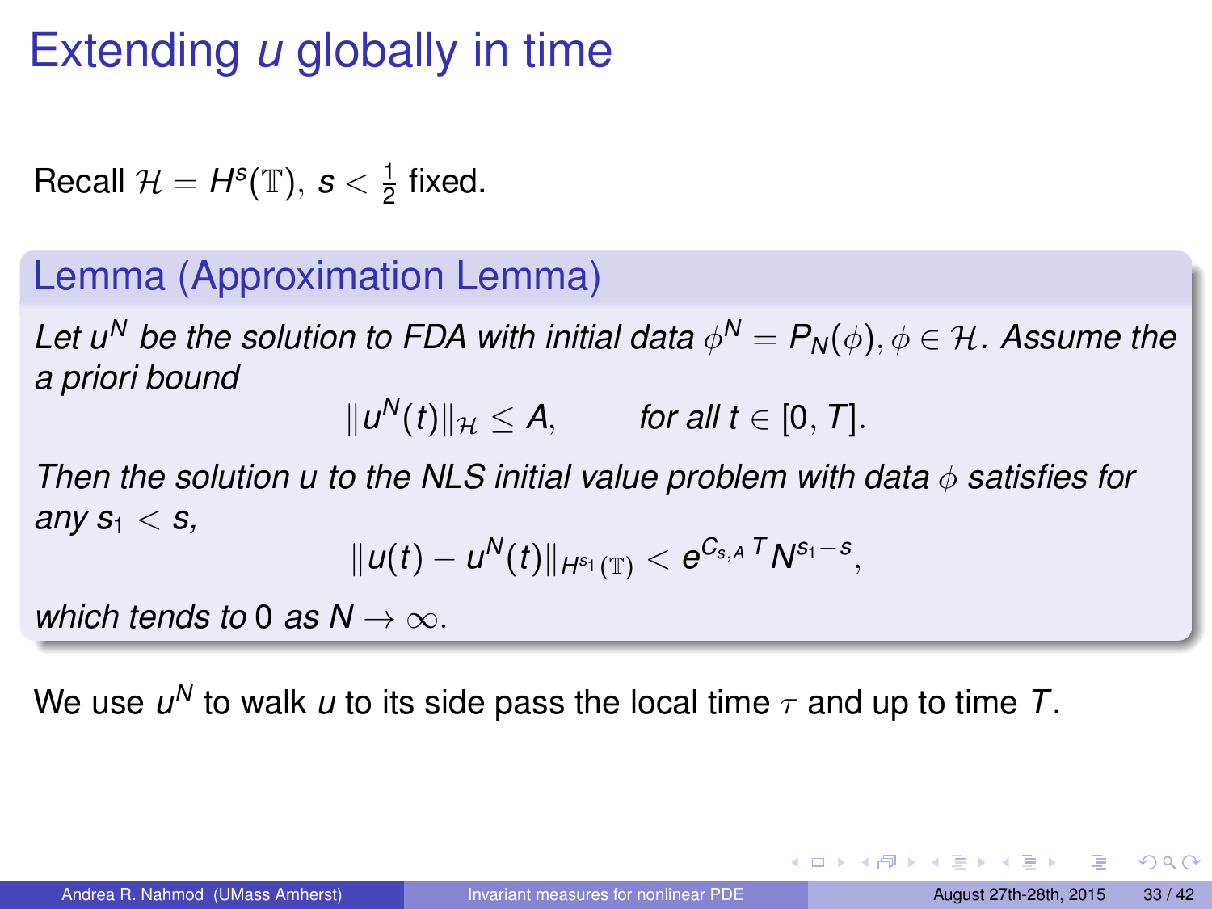# Extending $u$ globally in time

Recall $\mathcal{H} = H^s(\mathbb{T})$, $s < \frac{1}{2}$ fixed.

## Lemma (Approximation Lemma)

*Let $u^N$ be the solution to FDA with initial data $\phi^N = P_N(\phi), \phi \in \mathcal{H}$. Assume the a priori bound*

$$\|u^N(t)\|_{\mathcal{H}} \leq A, \qquad \textit{for all } t \in [0, T].$$

*Then the solution $u$ to the NLS initial value problem with data $\phi$ satisfies for any $s_1 < s$,*

$$\|u(t) - u^N(t)\|_{H^{s_1}(\mathbb{T})} < e^{C_{s,A}\,T} N^{s_1 - s},$$

*which tends to 0 as $N \to \infty$.*

We use $u^N$ to walk $u$ to its side pass the local time $\tau$ and up to time $T$.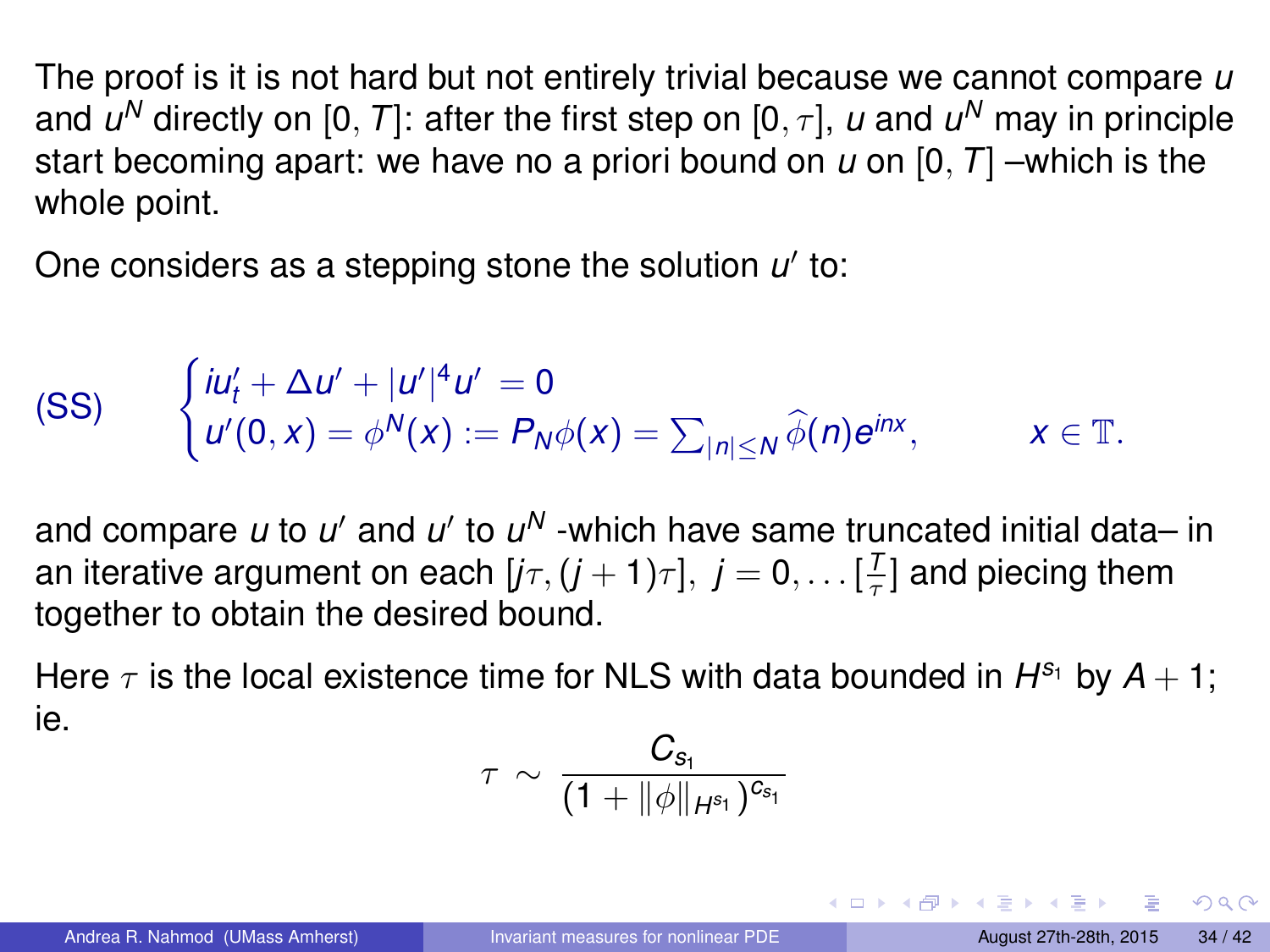The proof is it is not hard but not entirely trivial because we cannot compare $u$ and $u^N$ directly on $[0, T]$: after the first step on $[0, \tau]$, $u$ and $u^N$ may in principle start becoming apart: we have no a priori bound on $u$ on $[0, T]$ –which is the whole point.

One considers as a stepping stone the solution $u'$ to:

$$
\text{(SS)} \qquad \begin{cases} iu'_t + \Delta u' + |u'|^4 u' = 0 \\ u'(0,x) = \phi^N(x) := P_N \phi(x) = \sum_{|n| \leq N} \widehat{\phi}(n) e^{inx}, \qquad\qquad x \in \mathbb{T}. \end{cases}
$$

and compare $u$ to $u'$ and $u'$ to $u^N$ -which have same truncated initial data– in an iterative argument on each $[j\tau, (j+1)\tau],\ j = 0, \dots [\frac{T}{\tau}]$ and piecing them together to obtain the desired bound.

Here $\tau$ is the local existence time for NLS with data bounded in $H^{s_1}$ by $A + 1$; ie.

$$
\tau \sim \frac{C_{s_1}}{(1 + \|\phi\|_{H^{s_1}})^{c_{s_1}}}
$$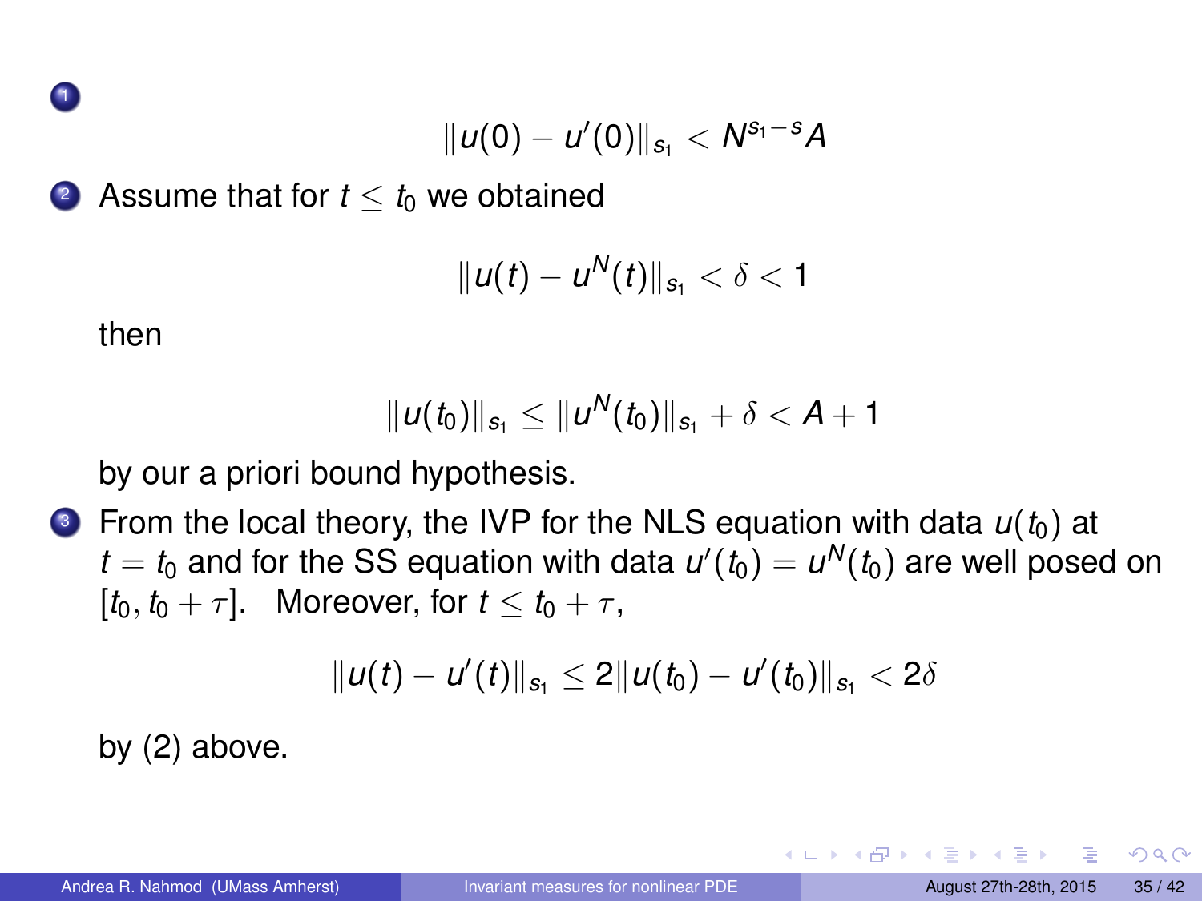1. $$\|u(0) - u'(0)\|_{s_1} < N^{s_1 - s} A$$

2. Assume that for $t \leq t_0$ we obtained

$$\|u(t) - u^N(t)\|_{s_1} < \delta < 1$$

then

$$\|u(t_0)\|_{s_1} \leq \|u^N(t_0)\|_{s_1} + \delta < A + 1$$

by our a priori bound hypothesis.

3. From the local theory, the IVP for the NLS equation with data $u(t_0)$ at $t = t_0$ and for the SS equation with data $u'(t_0) = u^N(t_0)$ are well posed on $[t_0, t_0 + \tau]$. Moreover, for $t \leq t_0 + \tau$,

$$\|u(t) - u'(t)\|_{s_1} \leq 2\|u(t_0) - u'(t_0)\|_{s_1} < 2\delta$$

by (2) above.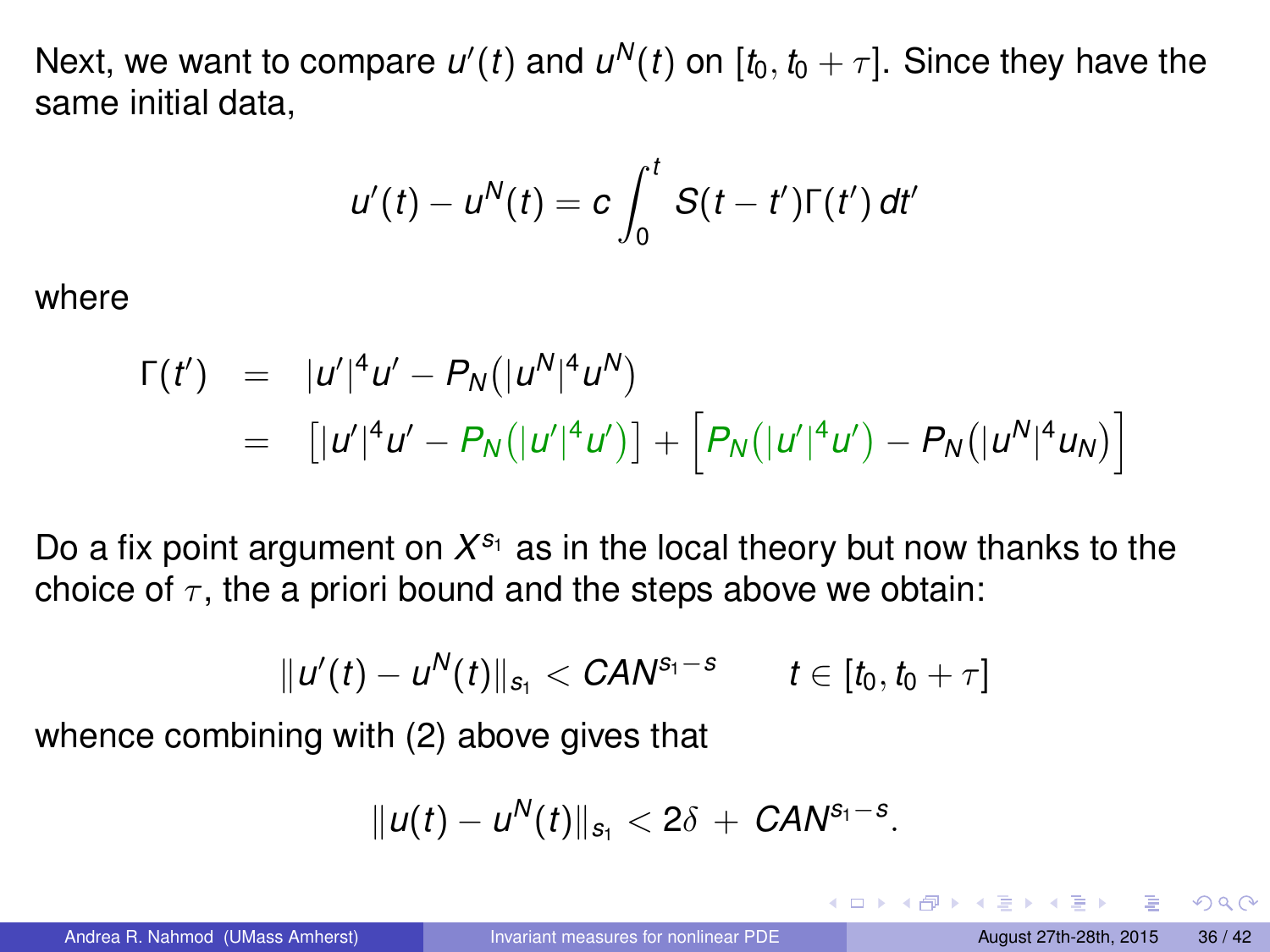Next, we want to compare $u'(t)$ and $u^N(t)$ on $[t_0, t_0 + \tau]$. Since they have the same initial data,

$$u'(t) - u^N(t) = c \int_0^t S(t - t')\Gamma(t')\, dt'$$

where

$$\begin{aligned}
\Gamma(t') &= |u'|^4 u' - P_N(|u^N|^4 u^N) \\
&= \left[|u'|^4 u' - P_N(|u'|^4 u')\right] + \left[P_N(|u'|^4 u') - P_N(|u^N|^4 u_N)\right]
\end{aligned}$$

Do a fix point argument on $X^{s_1}$ as in the local theory but now thanks to the choice of $\tau$, the a priori bound and the steps above we obtain:

$$\|u'(t) - u^N(t)\|_{s_1} < CAN^{s_1 - s} \qquad t \in [t_0, t_0 + \tau]$$

whence combining with (2) above gives that

$$\|u(t) - u^N(t)\|_{s_1} < 2\delta + CAN^{s_1 - s}.$$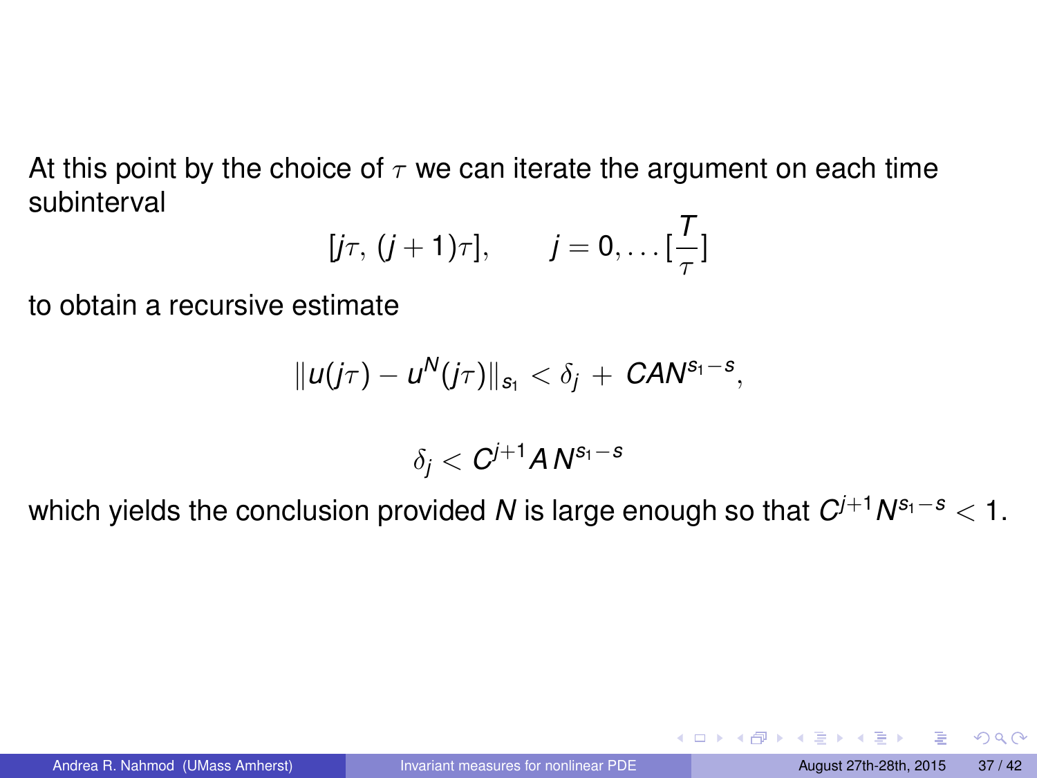At this point by the choice of $\tau$ we can iterate the argument on each time subinterval

$$[j\tau,\,(j+1)\tau], \qquad j = 0, \dots [\frac{T}{\tau}]$$

to obtain a recursive estimate

$$\|u(j\tau) - u^N(j\tau)\|_{s_1} < \delta_j + CAN^{s_1-s},$$

$$\delta_j < C^{j+1} A\, N^{s_1-s}$$

which yields the conclusion provided $N$ is large enough so that $C^{j+1}N^{s_1-s} < 1$.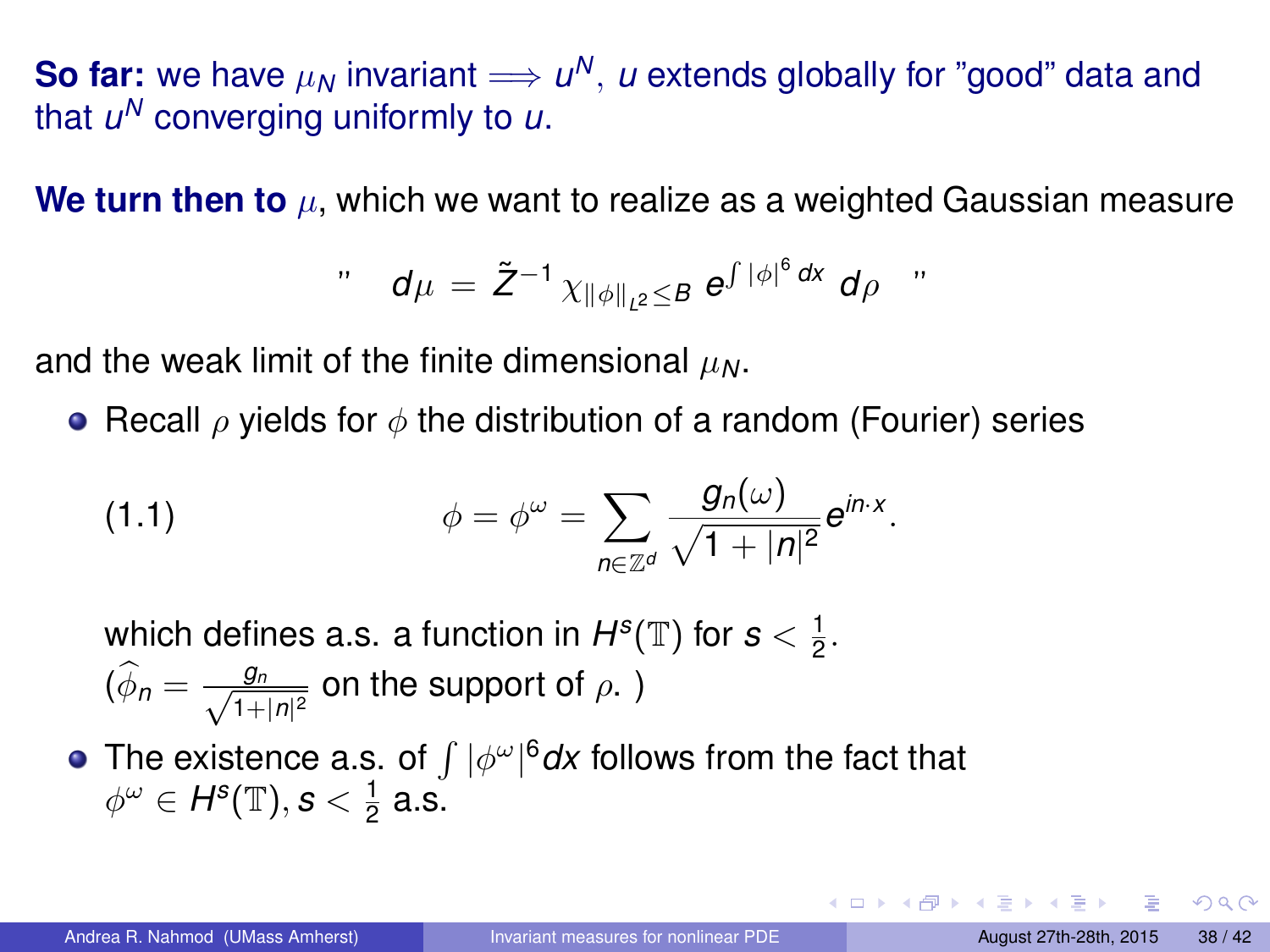**So far:** we have $\mu_N$ invariant $\Longrightarrow u^N$, $u$ extends globally for "good" data and that $u^N$ converging uniformly to $u$.

**We turn then to** $\mu$, which we want to realize as a weighted Gaussian measure

$$" \quad d\mu = \tilde{Z}^{-1} \chi_{\|\phi\|_{L^2} \le B} \, e^{\int |\phi|^6 \, dx} \, d\rho \quad "$$

and the weak limit of the finite dimensional $\mu_N$.

- Recall $\rho$ yields for $\phi$ the distribution of a random (Fourier) series

$$\phi = \phi^\omega = \sum_{n \in \mathbb{Z}^d} \frac{g_n(\omega)}{\sqrt{1 + |n|^2}} e^{in \cdot x}. \tag{1.1}$$

  which defines a.s. a function in $H^s(\mathbb{T})$ for $s < \frac{1}{2}$.
  ($\widehat{\phi}_n = \frac{g_n}{\sqrt{1+|n|^2}}$ on the support of $\rho$. )

- The existence a.s. of $\int |\phi^\omega|^6 dx$ follows from the fact that $\phi^\omega \in H^s(\mathbb{T}), s < \frac{1}{2}$ a.s.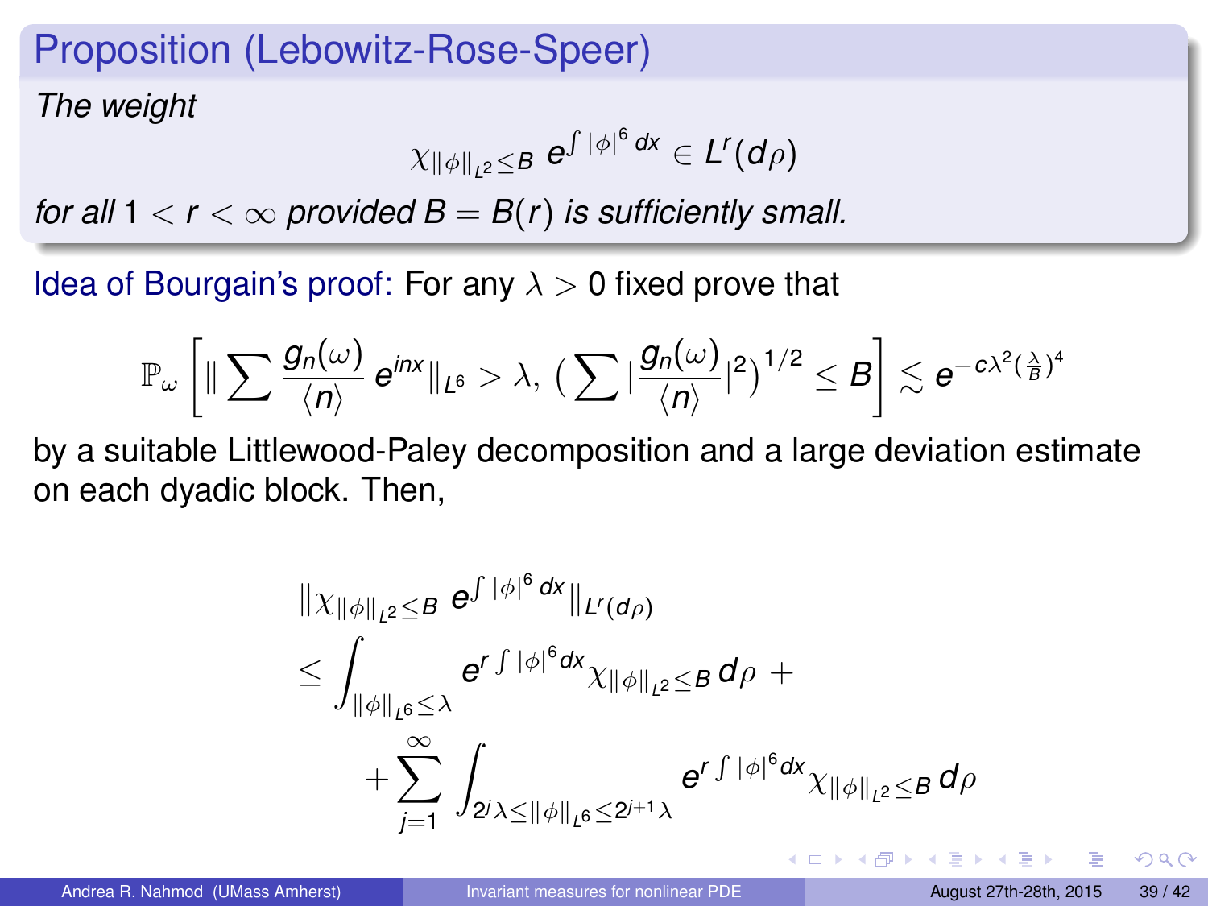## Proposition (Lebowitz-Rose-Speer)

*The weight*

$$\chi_{\|\phi\|_{L^2} \leq B} \; e^{\int |\phi|^6 \, dx} \in L^r(d\rho)$$

*for all* $1 < r < \infty$ *provided* $B = B(r)$ *is sufficiently small.*

Idea of Bourgain's proof: For any $\lambda > 0$ fixed prove that

$$\mathbb{P}_\omega \left[ \| \sum \frac{g_n(\omega)}{\langle n \rangle} e^{inx} \|_{L^6} > \lambda, \; \big( \sum | \frac{g_n(\omega)}{\langle n \rangle} |^2 \big)^{1/2} \leq B \right] \lesssim e^{-c \lambda^2 (\frac{\lambda}{B})^4}$$

by a suitable Littlewood-Paley decomposition and a large deviation estimate on each dyadic block. Then,

$$\begin{aligned}
&\| \chi_{\|\phi\|_{L^2} \leq B} \; e^{\int |\phi|^6 \, dx} \|_{L^r(d\rho)} \\
&\leq \int_{\|\phi\|_{L^6} \leq \lambda} e^{r \int |\phi|^6 dx} \chi_{\|\phi\|_{L^2} \leq B} \, d\rho \; + \\
&\qquad + \sum_{j=1}^{\infty} \int_{2^j \lambda \leq \|\phi\|_{L^6} \leq 2^{j+1} \lambda} e^{r \int |\phi|^6 dx} \chi_{\|\phi\|_{L^2} \leq B} \, d\rho
\end{aligned}$$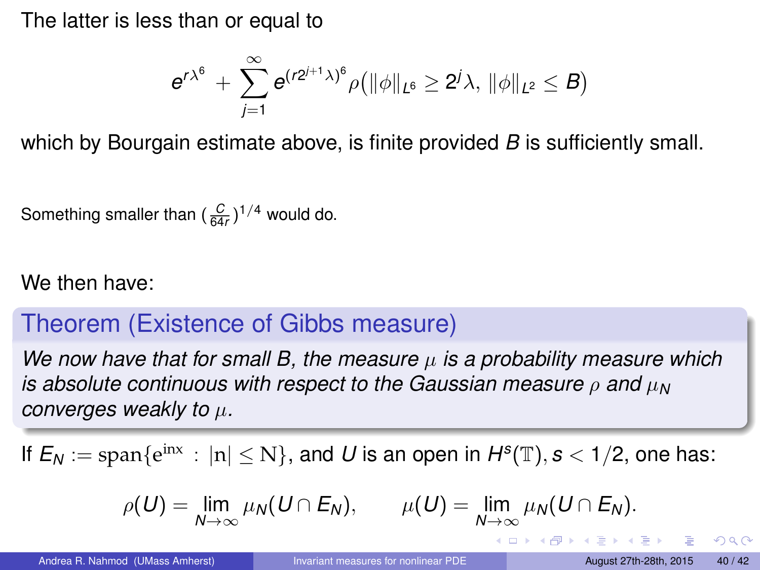The latter is less than or equal to

$$e^{r\lambda^6} + \sum_{j=1}^{\infty} e^{(r2^{j+1}\lambda)^6} \rho\big(\|\phi\|_{L^6} \geq 2^j \lambda,\, \|\phi\|_{L^2} \leq B\big)$$

which by Bourgain estimate above, is finite provided $B$ is sufficiently small.

Something smaller than $(\frac{C}{64r})^{1/4}$ would do.

We then have:

**Theorem (Existence of Gibbs measure)**

*We now have that for small B, the measure $\mu$ is a probability measure which is absolute continuous with respect to the Gaussian measure $\rho$ and $\mu_N$ converges weakly to $\mu$.*

If $E_N := \mathrm{span}\{\mathrm{e}^{\mathrm{inx}} : |\mathrm{n}| \leq \mathrm{N}\}$, and $U$ is an open in $H^s(\mathbb{T}), s < 1/2$, one has:

$$\rho(U) = \lim_{N \to \infty} \mu_N(U \cap E_N), \qquad \mu(U) = \lim_{N \to \infty} \mu_N(U \cap E_N).$$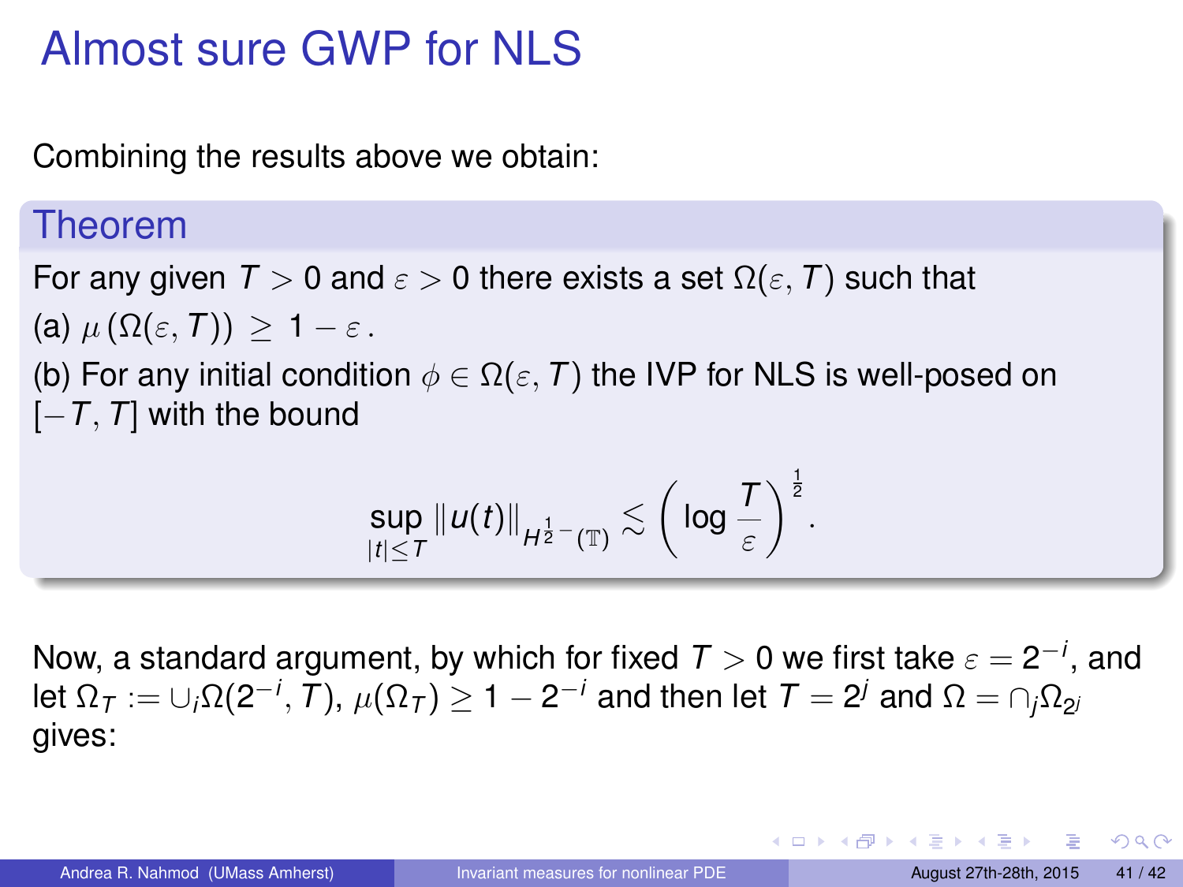# Almost sure GWP for NLS

Combining the results above we obtain:

### Theorem

For any given $T > 0$ and $\varepsilon > 0$ there exists a set $\Omega(\varepsilon, T)$ such that

(a) $\mu\left(\Omega(\varepsilon, T)\right) \geq 1 - \varepsilon$.

(b) For any initial condition $\phi \in \Omega(\varepsilon, T)$ the IVP for NLS is well-posed on $[-T, T]$ with the bound

$$\sup_{|t| \leq T} \|u(t)\|_{H^{\frac{1}{2}-}(\mathbb{T})} \lesssim \left( \log \frac{T}{\varepsilon} \right)^{\frac{1}{2}}.$$

Now, a standard argument, by which for fixed $T > 0$ we first take $\varepsilon = 2^{-i}$, and let $\Omega_T := \cup_i \Omega(2^{-i}, T)$, $\mu(\Omega_T) \geq 1 - 2^{-i}$ and then let $T = 2^j$ and $\Omega = \cap_j \Omega_{2^j}$ gives: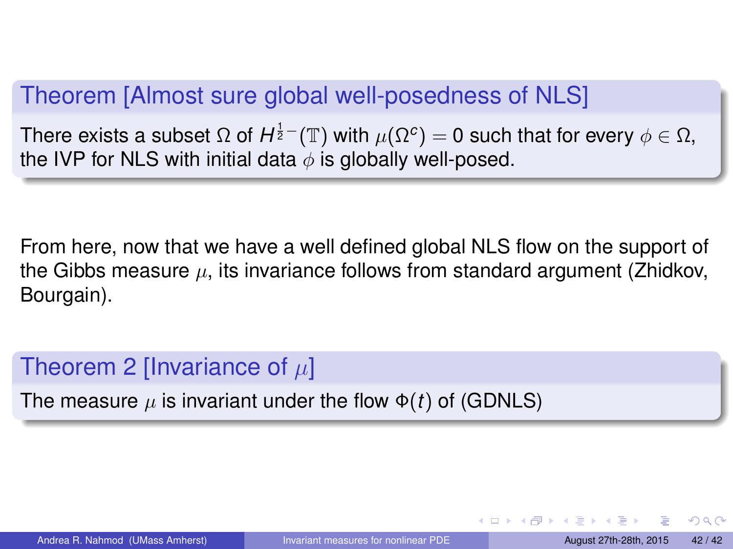**Theorem [Almost sure global well-posedness of NLS]**

There exists a subset $\Omega$ of $H^{\frac{1}{2}-}(\mathbb{T})$ with $\mu(\Omega^c) = 0$ such that for every $\phi \in \Omega$, the IVP for NLS with initial data $\phi$ is globally well-posed.

From here, now that we have a well defined global NLS flow on the support of the Gibbs measure $\mu$, its invariance follows from standard argument (Zhidkov, Bourgain).

**Theorem 2 [Invariance of $\mu$]**

The measure $\mu$ is invariant under the flow $\Phi(t)$ of (GDNLS)